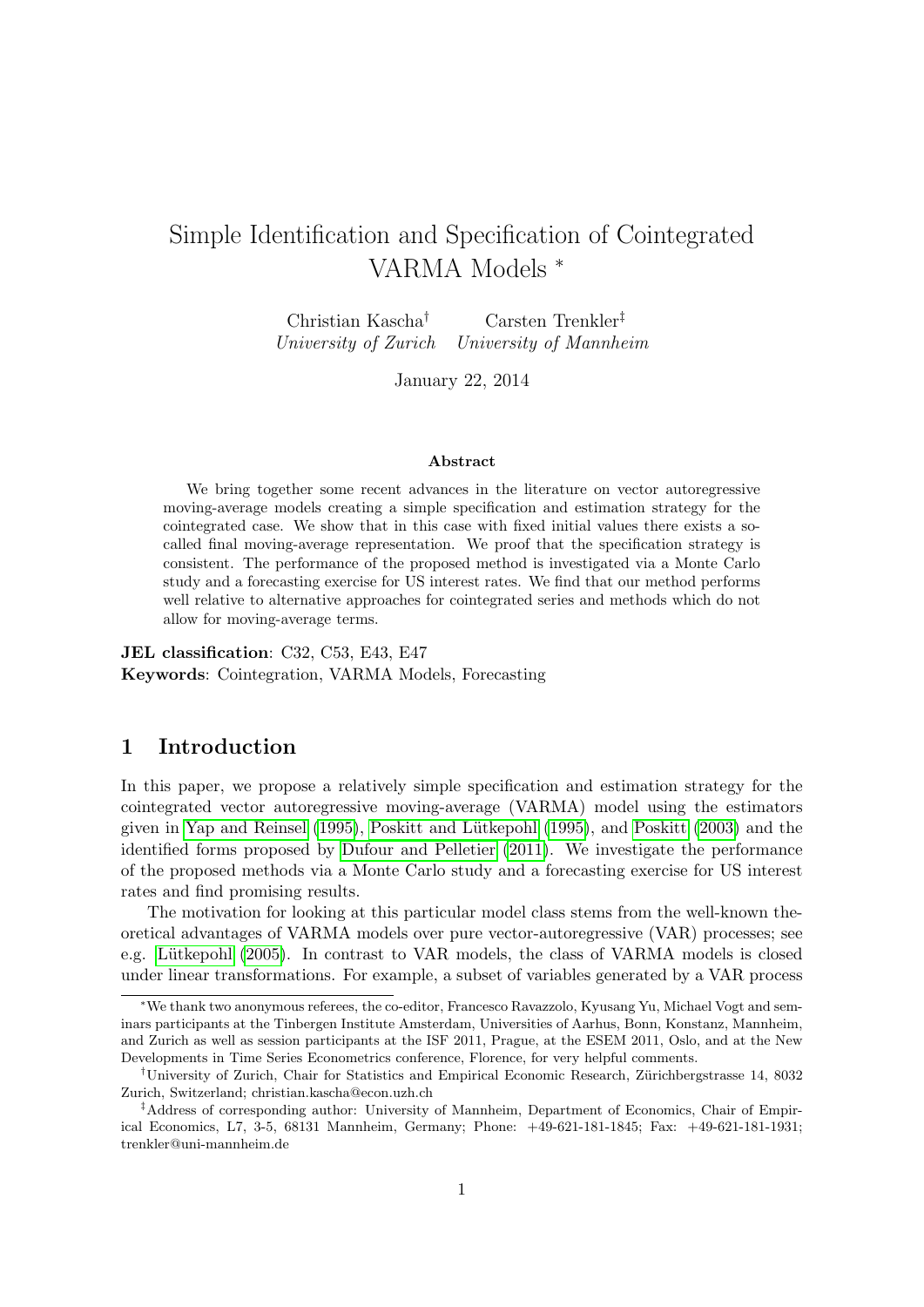# Simple Identification and Specification of Cointegrated VARMA Models *

Christian Kascha[†] Carsten Trenkler[‡]

*University of Zurich* *University of Mannheim*

January 22, 2014

### Abstract

We bring together some recent advances in the literature on vector autoregressive moving-average models creating a simple specification and estimation strategy for the cointegrated case. We show that in this case with fixed initial values there exists a so-called final moving-average representation. We proof that the specification strategy is consistent. The performance of the proposed method is investigated via a Monte Carlo study and a forecasting exercise for US interest rates. We find that our method performs well relative to alternative approaches for cointegrated series and methods which do not allow for moving-average terms.

**JEL classification**: C32, C53, E43, E47

**Keywords**: Cointegration, VARMA Models, Forecasting

## 1 Introduction

In this paper, we propose a relatively simple specification and estimation strategy for the cointegrated vector autoregressive moving-average (VARMA) model using the estimators given in Yap and Reinsel (1995), Poskitt and Lütkepohl (1995), and Poskitt (2003) and the identified forms proposed by Dufour and Pelletier (2011). We investigate the performance of the proposed methods via a Monte Carlo study and a forecasting exercise for US interest rates and find promising results.

The motivation for looking at this particular model class stems from the well-known theoretical advantages of VARMA models over pure vector-autoregressive (VAR) processes; see e.g. Lütkepohl (2005). In contrast to VAR models, the class of VARMA models is closed under linear transformations. For example, a subset of variables generated by a VAR process

---

*We thank two anonymous referees, the co-editor, Francesco Ravazzolo, Kyusang Yu, Michael Vogt and seminars participants at the Tinbergen Institute Amsterdam, Universities of Aarhus, Bonn, Konstanz, Mannheim, and Zurich as well as session participants at the ISF 2011, Prague, at the ESEM 2011, Oslo, and at the New Developments in Time Series Econometrics conference, Florence, for very helpful comments.

[†]University of Zurich, Chair for Statistics and Empirical Economic Research, Zürichbergstrasse 14, 8032 Zurich, Switzerland; christian.kascha@econ.uzh.ch

[‡]Address of corresponding author: University of Mannheim, Department of Economics, Chair of Empirical Economics, L7, 3-5, 68131 Mannheim, Germany; Phone: +49-621-181-1845; Fax: +49-621-181-1931; trenkler@uni-mannheim.de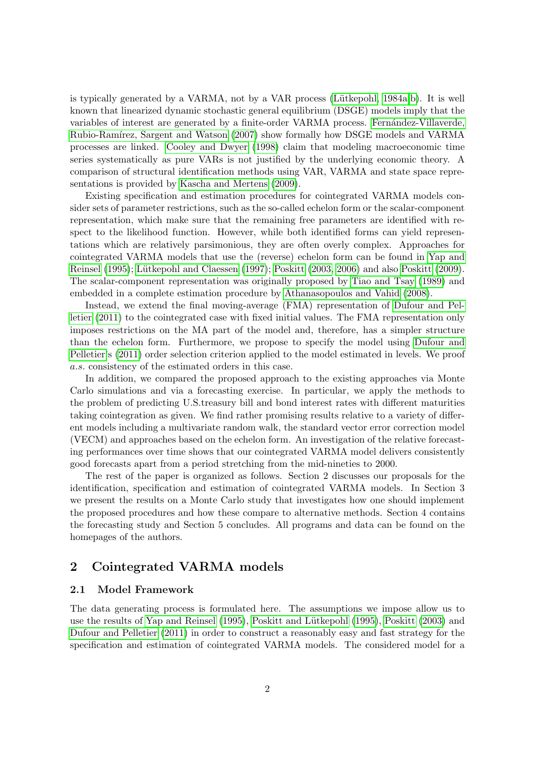is typically generated by a VARMA, not by a VAR process (Lütkepohl, 1984a,b). It is well known that linearized dynamic stochastic general equilibrium (DSGE) models imply that the variables of interest are generated by a finite-order VARMA process. Fernández-Villaverde, Rubio-Ramírez, Sargent and Watson (2007) show formally how DSGE models and VARMA processes are linked. Cooley and Dwyer (1998) claim that modeling macroeconomic time series systematically as pure VARs is not justified by the underlying economic theory. A comparison of structural identification methods using VAR, VARMA and state space representations is provided by Kascha and Mertens (2009).

Existing specification and estimation procedures for cointegrated VARMA models consider sets of parameter restrictions, such as the so-called echelon form or the scalar-component representation, which make sure that the remaining free parameters are identified with respect to the likelihood function. However, while both identified forms can yield representations which are relatively parsimonious, they are often overly complex. Approaches for cointegrated VARMA models that use the (reverse) echelon form can be found in Yap and Reinsel (1995); Lütkepohl and Claessen (1997); Poskitt (2003, 2006) and also Poskitt (2009). The scalar-component representation was originally proposed by Tiao and Tsay (1989) and embedded in a complete estimation procedure by Athanasopoulos and Vahid (2008).

Instead, we extend the final moving-average (FMA) representation of Dufour and Pelletier (2011) to the cointegrated case with fixed initial values. The FMA representation only imposes restrictions on the MA part of the model and, therefore, has a simpler structure than the echelon form. Furthermore, we propose to specify the model using Dufour and Pelletier's (2011) order selection criterion applied to the model estimated in levels. We proof *a.s.* consistency of the estimated orders in this case.

In addition, we compared the proposed approach to the existing approaches via Monte Carlo simulations and via a forecasting exercise. In particular, we apply the methods to the problem of predicting U.S.treasury bill and bond interest rates with different maturities taking cointegration as given. We find rather promising results relative to a variety of different models including a multivariate random walk, the standard vector error correction model (VECM) and approaches based on the echelon form. An investigation of the relative forecasting performances over time shows that our cointegrated VARMA model delivers consistently good forecasts apart from a period stretching from the mid-nineties to 2000.

The rest of the paper is organized as follows. Section 2 discusses our proposals for the identification, specification and estimation of cointegrated VARMA models. In Section 3 we present the results on a Monte Carlo study that investigates how one should implement the proposed procedures and how these compare to alternative methods. Section 4 contains the forecasting study and Section 5 concludes. All programs and data can be found on the homepages of the authors.

## 2 Cointegrated VARMA models

### 2.1 Model Framework

The data generating process is formulated here. The assumptions we impose allow us to use the results of Yap and Reinsel (1995), Poskitt and Lütkepohl (1995), Poskitt (2003) and Dufour and Pelletier (2011) in order to construct a reasonably easy and fast strategy for the specification and estimation of cointegrated VARMA models. The considered model for a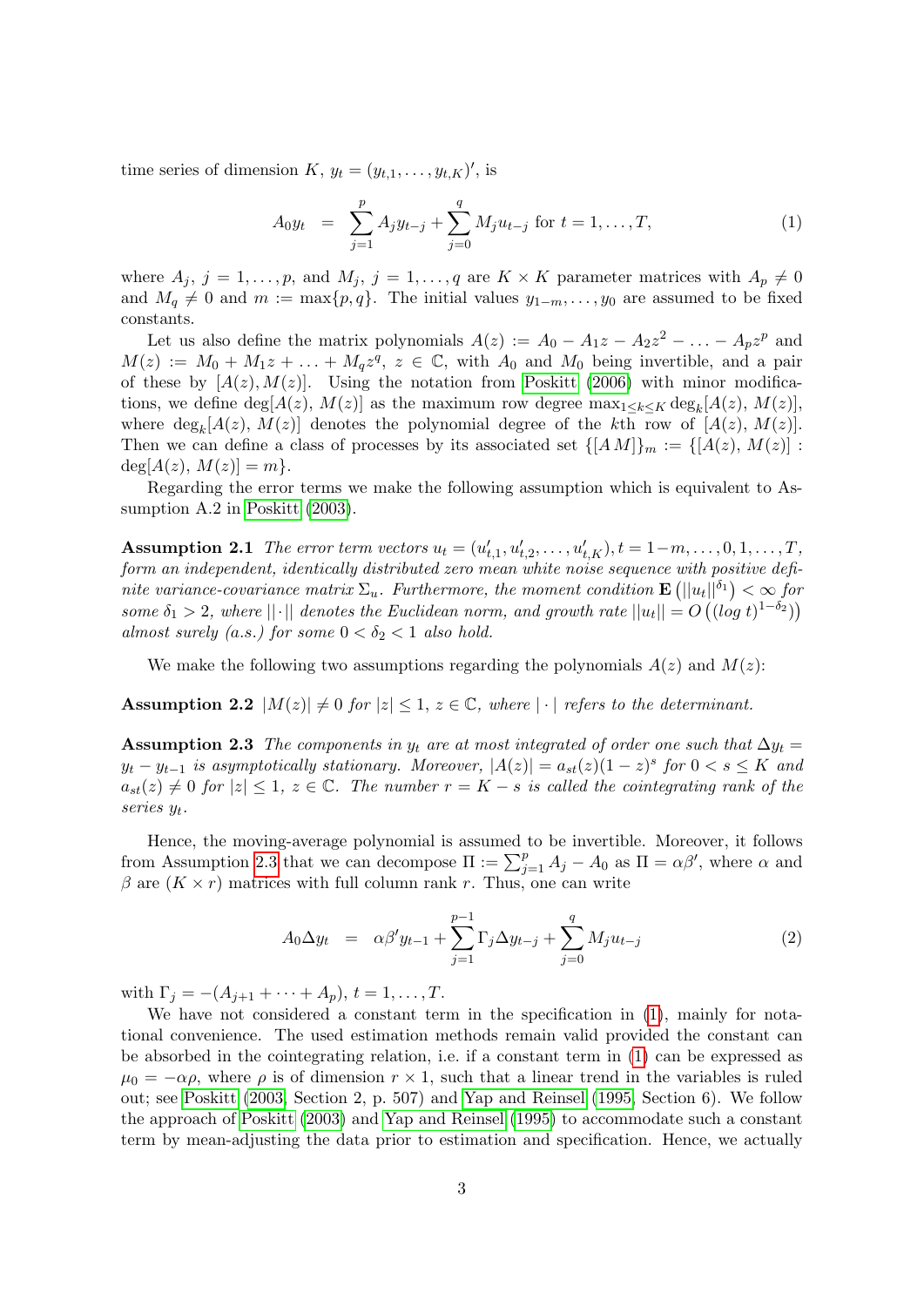time series of dimension $K$, $y_t = (y_{t,1}, \ldots, y_{t,K})'$, is

$$A_0 y_t = \sum_{j=1}^{p} A_j y_{t-j} + \sum_{j=0}^{q} M_j u_{t-j} \text{ for } t = 1, \ldots, T, \tag{1}$$

where $A_j$, $j = 1, \ldots, p$, and $M_j$, $j = 1, \ldots, q$ are $K \times K$ parameter matrices with $A_p \neq 0$ and $M_q \neq 0$ and $m := \max\{p, q\}$. The initial values $y_{1-m}, \ldots, y_0$ are assumed to be fixed constants.

Let us also define the matrix polynomials $A(z) := A_0 - A_1 z - A_2 z^2 - \ldots - A_p z^p$ and $M(z) := M_0 + M_1 z + \ldots + M_q z^q$, $z \in \mathbb{C}$, with $A_0$ and $M_0$ being invertible, and a pair of these by $[A(z), M(z)]$. Using the notation from Poskitt (2006) with minor modifications, we define $\deg[A(z), M(z)]$ as the maximum row degree $\max_{1 \leq k \leq K} \deg_k[A(z), M(z)]$, where $\deg_k[A(z), M(z)]$ denotes the polynomial degree of the $k$th row of $[A(z), M(z)]$. Then we can define a class of processes by its associated set $\{[A\,M]\}_m := \{[A(z), M(z)] : \deg[A(z), M(z)] = m\}$.

Regarding the error terms we make the following assumption which is equivalent to Assumption A.2 in Poskitt (2003).

**Assumption 2.1** *The error term vectors $u_t = (u'_{t,1}, u'_{t,2}, \ldots, u'_{t,K}), t = 1-m, \ldots, 0, 1, \ldots, T$, form an independent, identically distributed zero mean white noise sequence with positive definite variance-covariance matrix $\Sigma_u$. Furthermore, the moment condition $\mathbf{E}\left(||u_t||^{\delta_1}\right) < \infty$ for some $\delta_1 > 2$, where $||\cdot||$ denotes the Euclidean norm, and growth rate $||u_t|| = O\left((\log t)^{1-\delta_2}\right)$ almost surely (a.s.) for some $0 < \delta_2 < 1$ also hold.*

We make the following two assumptions regarding the polynomials $A(z)$ and $M(z)$:

**Assumption 2.2** *$|M(z)| \neq 0$ for $|z| \leq 1$, $z \in \mathbb{C}$, where $|\cdot|$ refers to the determinant.*

**Assumption 2.3** *The components in $y_t$ are at most integrated of order one such that $\Delta y_t = y_t - y_{t-1}$ is asymptotically stationary. Moreover, $|A(z)| = a_{st}(z)(1-z)^s$ for $0 < s \leq K$ and $a_{st}(z) \neq 0$ for $|z| \leq 1$, $z \in \mathbb{C}$. The number $r = K - s$ is called the cointegrating rank of the series $y_t$.*

Hence, the moving-average polynomial is assumed to be invertible. Moreover, it follows from Assumption 2.3 that we can decompose $\Pi := \sum_{j=1}^{p} A_j - A_0$ as $\Pi = \alpha\beta'$, where $\alpha$ and $\beta$ are $(K \times r)$ matrices with full column rank $r$. Thus, one can write

$$A_0 \Delta y_t = \alpha\beta' y_{t-1} + \sum_{j=1}^{p-1} \Gamma_j \Delta y_{t-j} + \sum_{j=0}^{q} M_j u_{t-j} \tag{2}$$

with $\Gamma_j = -(A_{j+1} + \cdots + A_p)$, $t = 1, \ldots, T$.

We have not considered a constant term in the specification in (1), mainly for notational convenience. The used estimation methods remain valid provided the constant can be absorbed in the cointegrating relation, i.e. if a constant term in (1) can be expressed as $\mu_0 = -\alpha\rho$, where $\rho$ is of dimension $r \times 1$, such that a linear trend in the variables is ruled out; see Poskitt (2003, Section 2, p. 507) and Yap and Reinsel (1995, Section 6). We follow the approach of Poskitt (2003) and Yap and Reinsel (1995) to accommodate such a constant term by mean-adjusting the data prior to estimation and specification. Hence, we actually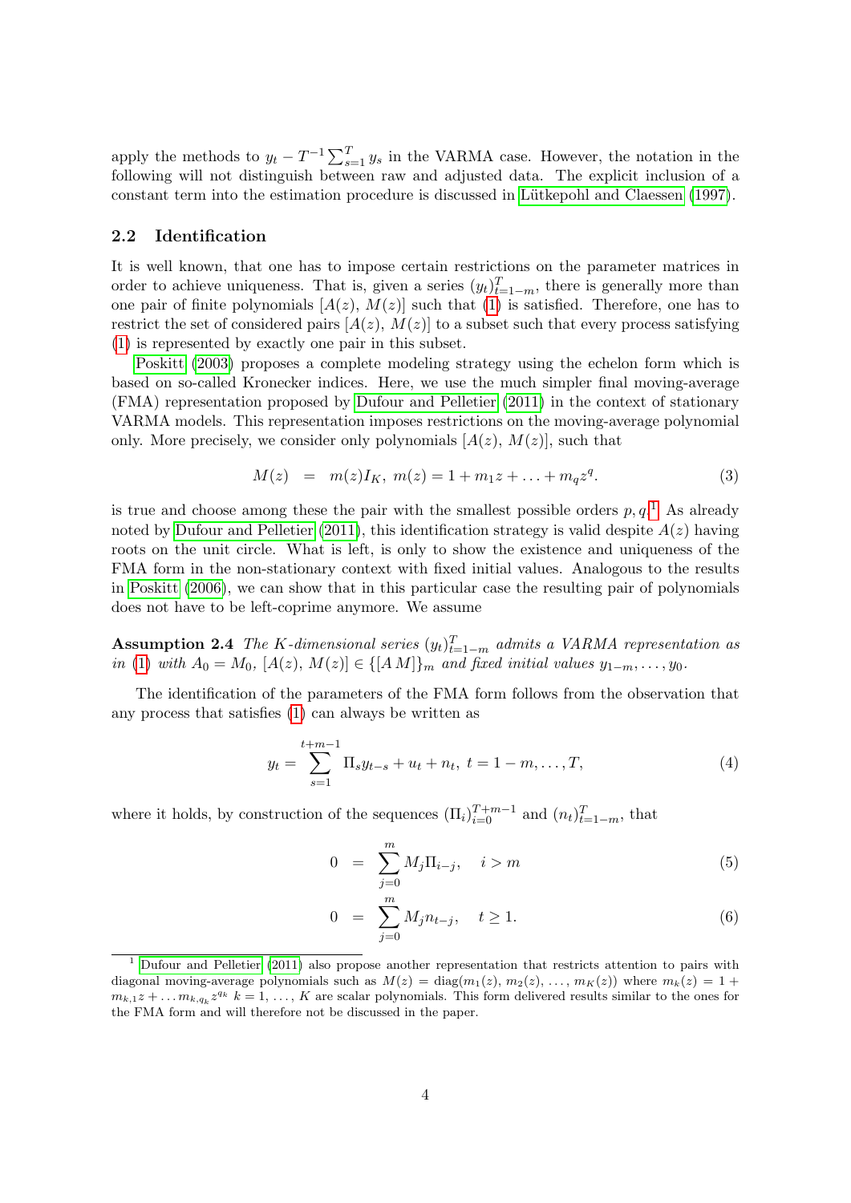apply the methods to $y_t - T^{-1}\sum_{s=1}^{T} y_s$ in the VARMA case. However, the notation in the following will not distinguish between raw and adjusted data. The explicit inclusion of a constant term into the estimation procedure is discussed in Lütkepohl and Claessen (1997).

### 2.2 Identification

It is well known, that one has to impose certain restrictions on the parameter matrices in order to achieve uniqueness. That is, given a series $(y_t)_{t=1-m}^{T}$, there is generally more than one pair of finite polynomials $[A(z),\, M(z)]$ such that (1) is satisfied. Therefore, one has to restrict the set of considered pairs $[A(z),\, M(z)]$ to a subset such that every process satisfying (1) is represented by exactly one pair in this subset.

Poskitt (2003) proposes a complete modeling strategy using the echelon form which is based on so-called Kronecker indices. Here, we use the much simpler final moving-average (FMA) representation proposed by Dufour and Pelletier (2011) in the context of stationary VARMA models. This representation imposes restrictions on the moving-average polynomial only. More precisely, we consider only polynomials $[A(z),\, M(z)]$, such that

$$M(z) \;=\; m(z)I_K,\; m(z) = 1 + m_1 z + \ldots + m_q z^q. \tag{3}$$

is true and choose among these the pair with the smallest possible orders $p, q$.[1] As already noted by Dufour and Pelletier (2011), this identification strategy is valid despite $A(z)$ having roots on the unit circle. What is left, is only to show the existence and uniqueness of the FMA form in the non-stationary context with fixed initial values. Analogous to the results in Poskitt (2006), we can show that in this particular case the resulting pair of polynomials does not have to be left-coprime anymore. We assume

**Assumption 2.4** *The $K$-dimensional series $(y_t)_{t=1-m}^{T}$ admits a VARMA representation as in (1) with $A_0 = M_0$, $[A(z),\, M(z)] \in \{[A\, M]\}_m$ and fixed initial values $y_{1-m}, \ldots, y_0$.*

The identification of the parameters of the FMA form follows from the observation that any process that satisfies (1) can always be written as

$$y_t = \sum_{s=1}^{t+m-1} \Pi_s y_{t-s} + u_t + n_t,\; t = 1-m, \ldots, T, \tag{4}$$

where it holds, by construction of the sequences $(\Pi_i)_{i=0}^{T+m-1}$ and $(n_t)_{t=1-m}^{T}$, that

$$0 \;=\; \sum_{j=0}^{m} M_j \Pi_{i-j}, \quad i > m \tag{5}$$

$$0 \;=\; \sum_{j=0}^{m} M_j n_{t-j}, \quad t \geq 1. \tag{6}$$

[1] Dufour and Pelletier (2011) also propose another representation that restricts attention to pairs with diagonal moving-average polynomials such as $M(z) = \mathrm{diag}(m_1(z),\, m_2(z),\, \ldots,\, m_K(z))$ where $m_k(z) = 1 + m_{k,1}z + \ldots m_{k,q_k}z^{q_k}$ $k = 1, \ldots, K$ are scalar polynomials. This form delivered results similar to the ones for the FMA form and will therefore not be discussed in the paper.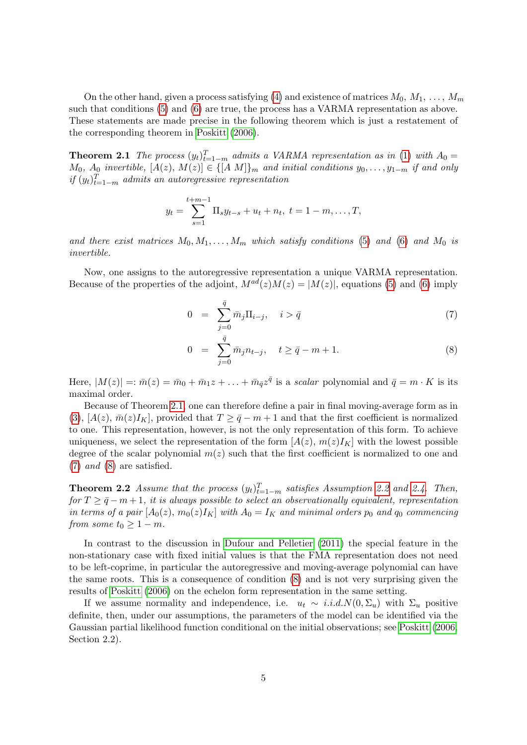On the other hand, given a process satisfying (4) and existence of matrices $M_0, M_1, \ldots, M_m$ such that conditions (5) and (6) are true, the process has a VARMA representation as above. These statements are made precise in the following theorem which is just a restatement of the corresponding theorem in Poskitt (2006).

**Theorem 2.1** *The process $(y_t)_{t=1-m}^{T}$ admits a VARMA representation as in (1) with $A_0 = M_0$, $A_0$ invertible, $[A(z), M(z)] \in \{[A\ M]\}_m$ and initial conditions $y_0, \ldots, y_{1-m}$ if and only if $(y_t)_{t=1-m}^{T}$ admits an autoregressive representation*

$$y_t = \sum_{s=1}^{t+m-1} \Pi_s y_{t-s} + u_t + n_t,\ t = 1-m, \ldots, T,$$

*and there exist matrices $M_0, M_1, \ldots, M_m$ which satisfy conditions (5) and (6) and $M_0$ is invertible.*

Now, one assigns to the autoregressive representation a unique VARMA representation. Because of the properties of the adjoint, $M^{ad}(z)M(z) = |M(z)|$, equations (5) and (6) imply

$$0 = \sum_{j=0}^{\bar{q}} \bar{m}_j \Pi_{i-j}, \quad i > \bar{q} \tag{7}$$

$$0 = \sum_{j=0}^{\bar{q}} \bar{m}_j n_{t-j}, \quad t \geq \bar{q} - m + 1. \tag{8}$$

Here, $|M(z)| =: \bar{m}(z) = \bar{m}_0 + \bar{m}_1 z + \ldots + \bar{m}_{\bar{q}} z^{\bar{q}}$ is a *scalar* polynomial and $\bar{q} = m \cdot K$ is its maximal order.

Because of Theorem 2.1, one can therefore define a pair in final moving-average form as in (3), $[A(z), \bar{m}(z)I_K]$, provided that $T \geq \bar{q} - m + 1$ and that the first coefficient is normalized to one. This representation, however, is not the only representation of this form. To achieve uniqueness, we select the representation of the form $[A(z), m(z)I_K]$ with the lowest possible degree of the scalar polynomial $m(z)$ such that the first coefficient is normalized to one and (7) and (8) are satisfied.

**Theorem 2.2** *Assume that the process $(y_t)_{t=1-m}^{T}$ satisfies Assumption 2.2 and 2.4. Then, for $T \geq \bar{q} - m + 1$, it is always possible to select an observationally equivalent, representation in terms of a pair $[A_0(z), m_0(z)I_K]$ with $A_0 = I_K$ and minimal orders $p_0$ and $q_0$ commencing from some $t_0 \geq 1 - m$.*

In contrast to the discussion in Dufour and Pelletier (2011) the special feature in the non-stationary case with fixed initial values is that the FMA representation does not need to be left-coprime, in particular the autoregressive and moving-average polynomial can have the same roots. This is a consequence of condition (8) and is not very surprising given the results of Poskitt (2006) on the echelon form representation in the same setting.

If we assume normality and independence, i.e. $u_t \sim i.i.d.N(0, \Sigma_u)$ with $\Sigma_u$ positive definite, then, under our assumptions, the parameters of the model can be identified via the Gaussian partial likelihood function conditional on the initial observations; see Poskitt (2006, Section 2.2).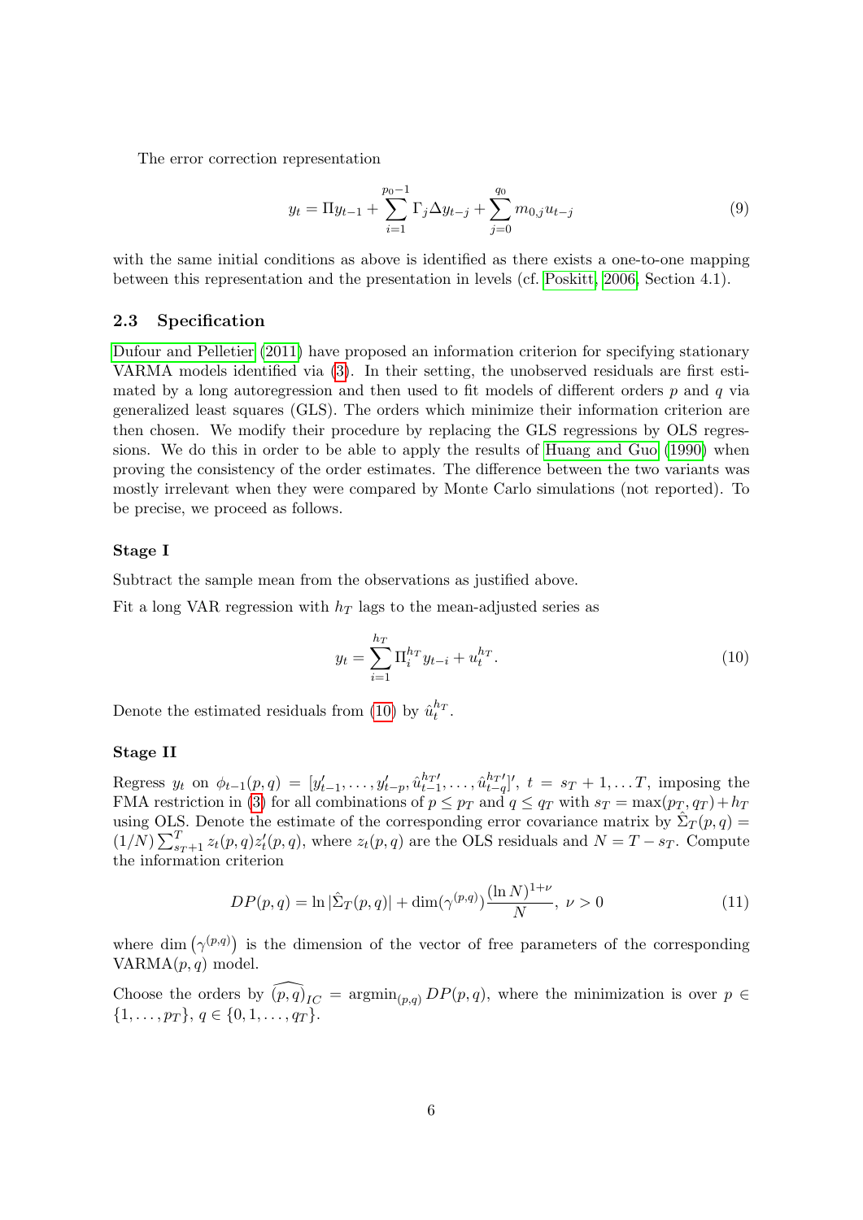The error correction representation

$$y_t = \Pi y_{t-1} + \sum_{i=1}^{p_0-1} \Gamma_j \Delta y_{t-j} + \sum_{j=0}^{q_0} m_{0,j} u_{t-j} \tag{9}$$

with the same initial conditions as above is identified as there exists a one-to-one mapping between this representation and the presentation in levels (cf. Poskitt, 2006, Section 4.1).

### 2.3 Specification

Dufour and Pelletier (2011) have proposed an information criterion for specifying stationary VARMA models identified via (3). In their setting, the unobserved residuals are first estimated by a long autoregression and then used to fit models of different orders $p$ and $q$ via generalized least squares (GLS). The orders which minimize their information criterion are then chosen. We modify their procedure by replacing the GLS regressions by OLS regressions. We do this in order to be able to apply the results of Huang and Guo (1990) when proving the consistency of the order estimates. The difference between the two variants was mostly irrelevant when they were compared by Monte Carlo simulations (not reported). To be precise, we proceed as follows.

#### Stage I

Subtract the sample mean from the observations as justified above.

Fit a long VAR regression with $h_T$ lags to the mean-adjusted series as

$$y_t = \sum_{i=1}^{h_T} \Pi_i^{h_T} y_{t-i} + u_t^{h_T}. \tag{10}$$

Denote the estimated residuals from (10) by $\hat{u}_t^{h_T}$.

#### Stage II

Regress $y_t$ on $\phi_{t-1}(p,q) = [y'_{t-1}, \ldots, y'_{t-p}, \hat{u}_{t-1}^{h_T\prime}, \ldots, \hat{u}_{t-q}^{h_T\prime}]'$, $t = s_T + 1, \ldots T$, imposing the FMA restriction in (3) for all combinations of $p \le p_T$ and $q \le q_T$ with $s_T = \max(p_T, q_T) + h_T$ using OLS. Denote the estimate of the corresponding error covariance matrix by $\hat{\Sigma}_T(p,q) = (1/N)\sum_{s_T+1}^{T} z_t(p,q) z'_t(p,q)$, where $z_t(p,q)$ are the OLS residuals and $N = T - s_T$. Compute the information criterion

$$DP(p,q) = \ln|\hat{\Sigma}_T(p,q)| + \dim(\gamma^{(p,q)}) \frac{(\ln N)^{1+\nu}}{N},\ \nu > 0 \tag{11}$$

where $\dim\left(\gamma^{(p,q)}\right)$ is the dimension of the vector of free parameters of the corresponding VARMA$(p,q)$ model.

Choose the orders by $\widehat{(p,q)}_{IC} = \operatorname{argmin}_{(p,q)} DP(p,q)$, where the minimization is over $p \in \{1, \ldots, p_T\}$, $q \in \{0, 1, \ldots, q_T\}$.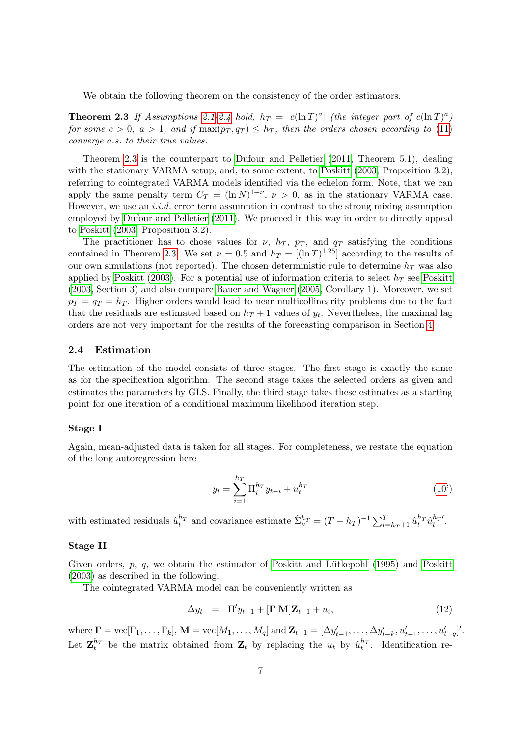We obtain the following theorem on the consistency of the order estimators.

**Theorem 2.3** *If Assumptions 2.1-2.4 hold, $h_T = [c(\ln T)^a]$ (the integer part of $c(\ln T)^a$) for some $c > 0$, $a > 1$, and if $\max(p_T, q_T) \leq h_T$, then the orders chosen according to (11) converge a.s. to their true values.*

Theorem 2.3 is the counterpart to Dufour and Pelletier (2011, Theorem 5.1), dealing with the stationary VARMA setup, and, to some extent, to Poskitt (2003, Proposition 3.2), referring to cointegrated VARMA models identified via the echelon form. Note, that we can apply the same penalty term $C_T = (\ln N)^{1+\nu}$, $\nu > 0$, as in the stationary VARMA case. However, we use an *i.i.d.* error term assumption in contrast to the strong mixing assumption employed by Dufour and Pelletier (2011). We proceed in this way in order to directly appeal to Poskitt (2003, Proposition 3.2).

The practitioner has to chose values for $\nu$, $h_T$, $p_T$, and $q_T$ satisfying the conditions contained in Theorem 2.3. We set $\nu = 0.5$ and $h_T = [(\ln T)^{1.25}]$ according to the results of our own simulations (not reported). The chosen deterministic rule to determine $h_T$ was also applied by Poskitt (2003). For a potential use of information criteria to select $h_T$ see Poskitt (2003, Section 3) and also compare Bauer and Wagner (2005, Corollary 1). Moreover, we set $p_T = q_T = h_T$. Higher orders would lead to near multicollinearity problems due to the fact that the residuals are estimated based on $h_T + 1$ values of $y_t$. Nevertheless, the maximal lag orders are not very important for the results of the forecasting comparison in Section 4.

### 2.4 Estimation

The estimation of the model consists of three stages. The first stage is exactly the same as for the specification algorithm. The second stage takes the selected orders as given and estimates the parameters by GLS. Finally, the third stage takes these estimates as a starting point for one iteration of a conditional maximum likelihood iteration step.

#### Stage I

Again, mean-adjusted data is taken for all stages. For completeness, we restate the equation of the long autoregression here

$$y_t = \sum_{i=1}^{h_T} \Pi_i^{h_T} y_{t-i} + u_t^{h_T} \qquad (10)$$

with estimated residuals $\hat{u}_t^{h_T}$ and covariance estimate $\hat{\Sigma}_u^{h_T} = (T - h_T)^{-1} \sum_{t=h_T+1}^{T} \hat{u}_t^{h_T} \hat{u}_t^{h_T\prime}$.

#### Stage II

Given orders, $p$, $q$, we obtain the estimator of Poskitt and Lütkepohl (1995) and Poskitt (2003) as described in the following.

The cointegrated VARMA model can be conveniently written as

$$\Delta y_t \;\; = \;\; \Pi' y_{t-1} + [\mathbf{\Gamma}\ \mathbf{M}]\mathbf{Z}_{t-1} + u_t, \qquad (12)$$

where $\mathbf{\Gamma} = \mathrm{vec}[\Gamma_1, \ldots, \Gamma_k]$, $\mathbf{M} = \mathrm{vec}[M_1, \ldots, M_q]$ and $\mathbf{Z}_{t-1} = [\Delta y_{t-1}', \ldots, \Delta y_{t-k}', u_{t-1}', \ldots, u_{t-q}']'$. Let $\mathbf{Z}_t^{h_T}$ be the matrix obtained from $\mathbf{Z}_t$ by replacing the $u_t$ by $\hat{u}_t^{h_T}$. Identification re-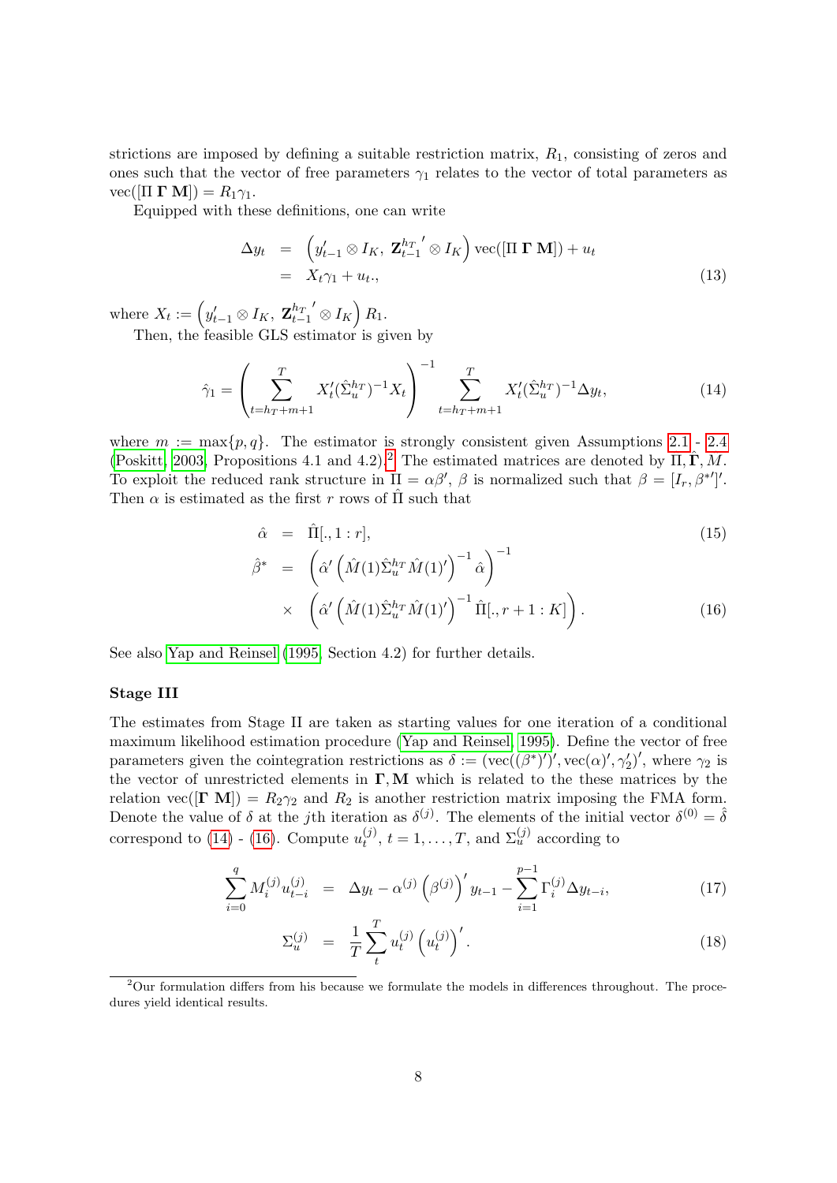strictions are imposed by defining a suitable restriction matrix, $R_1$, consisting of zeros and ones such that the vector of free parameters $\gamma_1$ relates to the vector of total parameters as $\text{vec}([\Pi\ \mathbf{\Gamma}\ \mathbf{M}]) = R_1\gamma_1$.

Equipped with these definitions, one can write

$$
\begin{aligned}
\Delta y_t &= \left(y_{t-1}' \otimes I_K,\ {\mathbf{Z}_{t-1}^{h_T}}' \otimes I_K\right) \text{vec}([\Pi\ \mathbf{\Gamma}\ \mathbf{M}]) + u_t \\
&= X_t\gamma_1 + u_t., \qquad (13)
\end{aligned}
$$

where $X_t := \left(y_{t-1}' \otimes I_K,\ {\mathbf{Z}_{t-1}^{h_T}}' \otimes I_K\right) R_1$.

Then, the feasible GLS estimator is given by

$$
\hat{\gamma}_1 = \left(\sum_{t=h_T+m+1}^{T} X_t'(\hat{\Sigma}_u^{h_T})^{-1}X_t\right)^{-1} \sum_{t=h_T+m+1}^{T} X_t'(\hat{\Sigma}_u^{h_T})^{-1}\Delta y_t, \qquad (14)
$$

where $m := \max\{p, q\}$. The estimator is strongly consistent given Assumptions 2.1 - 2.4 (Poskitt, 2003, Propositions 4.1 and 4.2).[2] The estimated matrices are denoted by $\Pi, \hat{\mathbf{\Gamma}}, M$. To exploit the reduced rank structure in $\Pi = \alpha\beta'$, $\beta$ is normalized such that $\beta = [I_r, \beta^{*\prime}]'$. Then $\alpha$ is estimated as the first $r$ rows of $\hat{\Pi}$ such that

$$
\begin{aligned}
\hat{\alpha} &= \hat{\Pi}[., 1:r], \qquad (15) \\
\hat{\beta}^* &= \left(\hat{\alpha}'\left(\hat{M}(1)\hat{\Sigma}_u^{h_T}\hat{M}(1)'\right)^{-1}\hat{\alpha}\right)^{-1} \\
&\quad \times \left(\hat{\alpha}'\left(\hat{M}(1)\hat{\Sigma}_u^{h_T}\hat{M}(1)'\right)^{-1}\hat{\Pi}[., r+1:K]\right). \qquad (16)
\end{aligned}
$$

See also Yap and Reinsel (1995, Section 4.2) for further details.

**Stage III**

The estimates from Stage II are taken as starting values for one iteration of a conditional maximum likelihood estimation procedure (Yap and Reinsel, 1995). Define the vector of free parameters given the cointegration restrictions as $\delta := (\text{vec}((\beta^*)')', \text{vec}(\alpha)', \gamma_2')'$, where $\gamma_2$ is the vector of unrestricted elements in $\mathbf{\Gamma}, \mathbf{M}$ which is related to the these matrices by the relation $\text{vec}([\mathbf{\Gamma}\ \mathbf{M}]) = R_2\gamma_2$ and $R_2$ is another restriction matrix imposing the FMA form. Denote the value of $\delta$ at the $j$th iteration as $\delta^{(j)}$. The elements of the initial vector $\delta^{(0)} = \hat{\delta}$ correspond to (14) - (16). Compute $u_t^{(j)}$, $t = 1, \ldots, T$, and $\Sigma_u^{(j)}$ according to

$$
\sum_{i=0}^{q} M_i^{(j)} u_{t-i}^{(j)} = \Delta y_t - \alpha^{(j)}\left(\beta^{(j)}\right)' y_{t-1} - \sum_{i=1}^{p-1}\Gamma_i^{(j)}\Delta y_{t-i}, \qquad (17)
$$

$$
\Sigma_u^{(j)} = \frac{1}{T}\sum_{t}^{T} u_t^{(j)}\left(u_t^{(j)}\right)'. \qquad (18)
$$

[2] Our formulation differs from his because we formulate the models in differences throughout. The procedures yield identical results.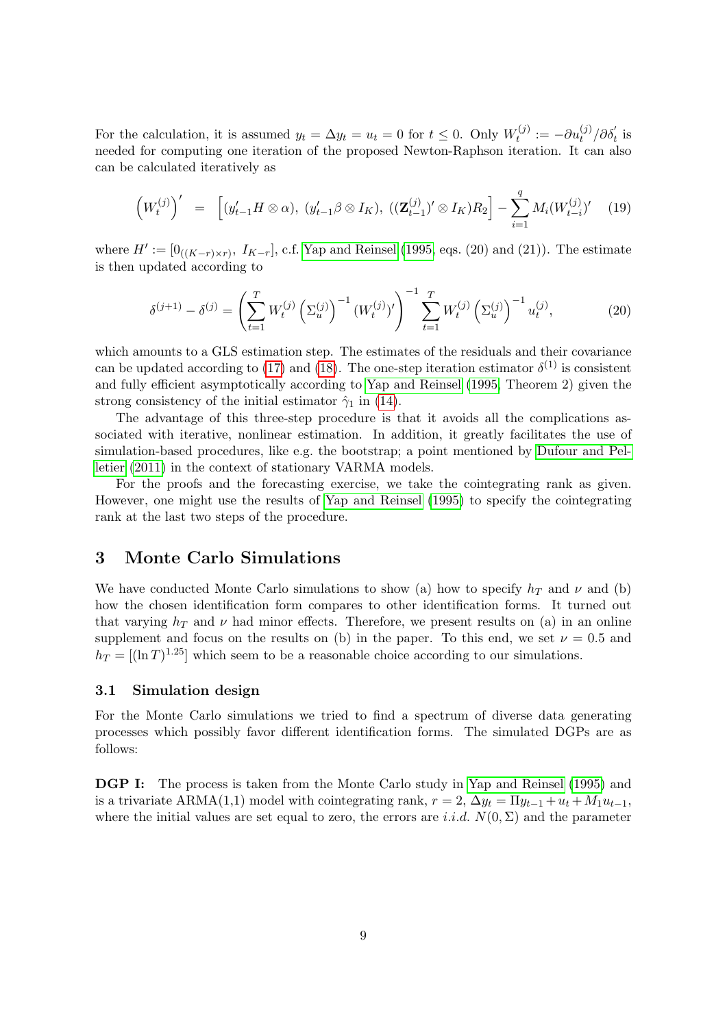For the calculation, it is assumed $y_t = \Delta y_t = u_t = 0$ for $t \leq 0$. Only $W_t^{(j)} := -\partial u_t^{(j)}/\partial \delta_t'$ is needed for computing one iteration of the proposed Newton-Raphson iteration. It can also can be calculated iteratively as

$$\left(W_t^{(j)}\right)' = \left[(y_{t-1}'H \otimes \alpha),\ (y_{t-1}'\beta \otimes I_K),\ ((\mathbf{Z}_{t-1}^{(j)})' \otimes I_K)R_2\right] - \sum_{i=1}^{q} M_i (W_{t-i}^{(j)})' \tag{19}$$

where $H' := [0_{((K-r)\times r)},\ I_{K-r}]$, c.f. Yap and Reinsel (1995, eqs. (20) and (21)). The estimate is then updated according to

$$\delta^{(j+1)} - \delta^{(j)} = \left(\sum_{t=1}^{T} W_t^{(j)} \left(\Sigma_u^{(j)}\right)^{-1} (W_t^{(j)})'\right)^{-1} \sum_{t=1}^{T} W_t^{(j)} \left(\Sigma_u^{(j)}\right)^{-1} u_t^{(j)}, \tag{20}$$

which amounts to a GLS estimation step. The estimates of the residuals and their covariance can be updated according to (17) and (18). The one-step iteration estimator $\delta^{(1)}$ is consistent and fully efficient asymptotically according to Yap and Reinsel (1995, Theorem 2) given the strong consistency of the initial estimator $\hat{\gamma}_1$ in (14).

The advantage of this three-step procedure is that it avoids all the complications associated with iterative, nonlinear estimation. In addition, it greatly facilitates the use of simulation-based procedures, like e.g. the bootstrap; a point mentioned by Dufour and Pelletier (2011) in the context of stationary VARMA models.

For the proofs and the forecasting exercise, we take the cointegrating rank as given. However, one might use the results of Yap and Reinsel (1995) to specify the cointegrating rank at the last two steps of the procedure.

# 3 Monte Carlo Simulations

We have conducted Monte Carlo simulations to show (a) how to specify $h_T$ and $\nu$ and (b) how the chosen identification form compares to other identification forms. It turned out that varying $h_T$ and $\nu$ had minor effects. Therefore, we present results on (a) in an online supplement and focus on the results on (b) in the paper. To this end, we set $\nu = 0.5$ and $h_T = [(\ln T)^{1.25}]$ which seem to be a reasonable choice according to our simulations.

## 3.1 Simulation design

For the Monte Carlo simulations we tried to find a spectrum of diverse data generating processes which possibly favor different identification forms. The simulated DGPs are as follows:

**DGP I:** The process is taken from the Monte Carlo study in Yap and Reinsel (1995) and is a trivariate ARMA(1,1) model with cointegrating rank, $r = 2$, $\Delta y_t = \Pi y_{t-1} + u_t + M_1 u_{t-1}$, where the initial values are set equal to zero, the errors are *i.i.d.* $N(0, \Sigma)$ and the parameter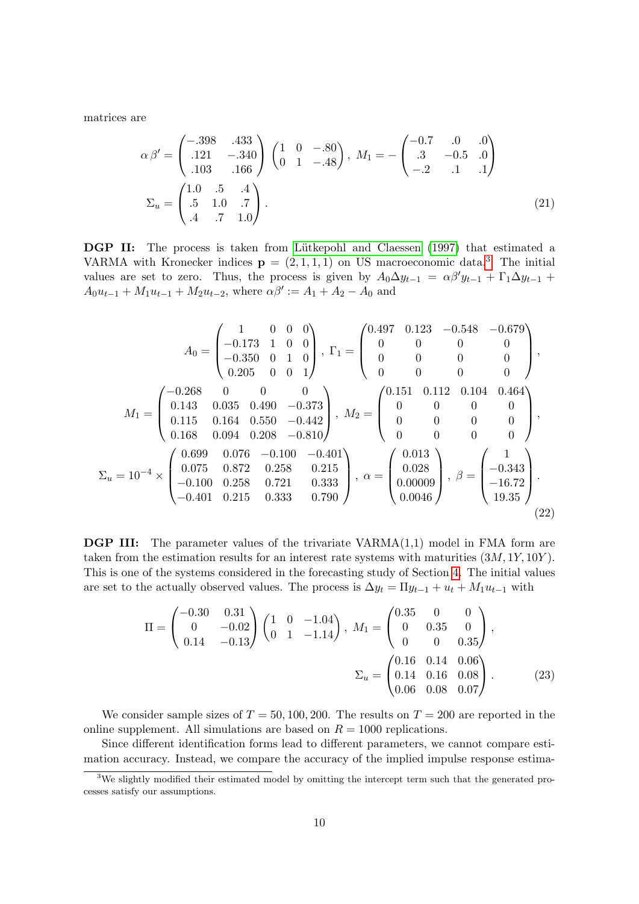matrices are

$$
\alpha\,\beta' = \begin{pmatrix} -.398 & .433 \\ .121 & -.340 \\ .103 & .166 \end{pmatrix} \begin{pmatrix} 1 & 0 & -.80 \\ 0 & 1 & -.48 \end{pmatrix},\; M_1 = -\begin{pmatrix} -0.7 & .0 & .0 \\ .3 & -0.5 & .0 \\ -.2 & .1 & .1 \end{pmatrix}
$$

$$
\Sigma_u = \begin{pmatrix} 1.0 & .5 & .4 \\ .5 & 1.0 & .7 \\ .4 & .7 & 1.0 \end{pmatrix}. \tag{21}
$$

**DGP II:** The process is taken from Lütkepohl and Claessen (1997) that estimated a VARMA with Kronecker indices $\mathbf{p} = (2, 1, 1, 1)$ on US macroeconomic data.[3] The initial values are set to zero. Thus, the process is given by $A_0 \Delta y_{t-1} = \alpha\beta' y_{t-1} + \Gamma_1 \Delta y_{t-1} + A_0 u_{t-1} + M_1 u_{t-1} + M_2 u_{t-2}$, where $\alpha\beta' := A_1 + A_2 - A_0$ and

$$
A_0 = \begin{pmatrix} 1 & 0 & 0 & 0 \\ -0.173 & 1 & 0 & 0 \\ -0.350 & 0 & 1 & 0 \\ 0.205 & 0 & 0 & 1 \end{pmatrix},\; \Gamma_1 = \begin{pmatrix} 0.497 & 0.123 & -0.548 & -0.679 \\ 0 & 0 & 0 & 0 \\ 0 & 0 & 0 & 0 \\ 0 & 0 & 0 & 0 \end{pmatrix},
$$

$$
M_1 = \begin{pmatrix} -0.268 & 0 & 0 & 0 \\ 0.143 & 0.035 & 0.490 & -0.373 \\ 0.115 & 0.164 & 0.550 & -0.442 \\ 0.168 & 0.094 & 0.208 & -0.810 \end{pmatrix},\; M_2 = \begin{pmatrix} 0.151 & 0.112 & 0.104 & 0.464 \\ 0 & 0 & 0 & 0 \\ 0 & 0 & 0 & 0 \\ 0 & 0 & 0 & 0 \end{pmatrix},
$$

$$
\Sigma_u = 10^{-4} \times \begin{pmatrix} 0.699 & 0.076 & -0.100 & -0.401 \\ 0.075 & 0.872 & 0.258 & 0.215 \\ -0.100 & 0.258 & 0.721 & 0.333 \\ -0.401 & 0.215 & 0.333 & 0.790 \end{pmatrix},\; \alpha = \begin{pmatrix} 0.013 \\ 0.028 \\ 0.00009 \\ 0.0046 \end{pmatrix},\; \beta = \begin{pmatrix} 1 \\ -0.343 \\ -16.72 \\ 19.35 \end{pmatrix}. \tag{22}
$$

**DGP III:** The parameter values of the trivariate VARMA(1,1) model in FMA form are taken from the estimation results for an interest rate systems with maturities $(3M, 1Y, 10Y)$. This is one of the systems considered in the forecasting study of Section 4. The initial values are set to the actually observed values. The process is $\Delta y_t = \Pi y_{t-1} + u_t + M_1 u_{t-1}$ with

$$
\Pi = \begin{pmatrix} -0.30 & 0.31 \\ 0 & -0.02 \\ 0.14 & -0.13 \end{pmatrix} \begin{pmatrix} 1 & 0 & -1.04 \\ 0 & 1 & -1.14 \end{pmatrix},\; M_1 = \begin{pmatrix} 0.35 & 0 & 0 \\ 0 & 0.35 & 0 \\ 0 & 0 & 0.35 \end{pmatrix},
$$

$$
\Sigma_u = \begin{pmatrix} 0.16 & 0.14 & 0.06 \\ 0.14 & 0.16 & 0.08 \\ 0.06 & 0.08 & 0.07 \end{pmatrix}. \tag{23}
$$

We consider sample sizes of $T = 50, 100, 200$. The results on $T = 200$ are reported in the online supplement. All simulations are based on $R = 1000$ replications.

Since different identification forms lead to different parameters, we cannot compare estimation accuracy. Instead, we compare the accuracy of the implied impulse response estima-

[3] We slightly modified their estimated model by omitting the intercept term such that the generated processes satisfy our assumptions.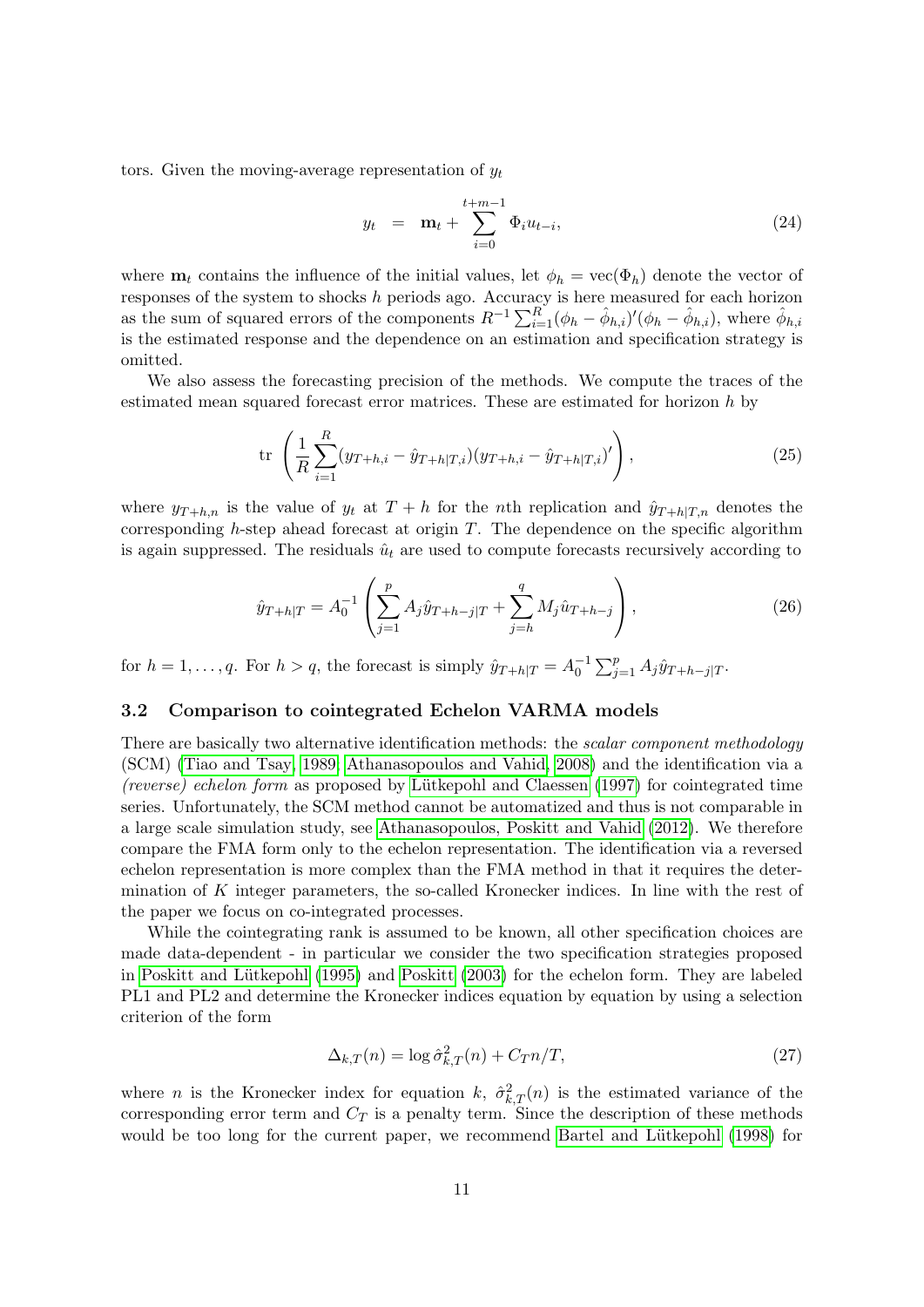tors. Given the moving-average representation of $y_t$

$$y_t \;\; = \;\; \mathbf{m}_t + \sum_{i=0}^{t+m-1} \Phi_i u_{t-i}, \tag{24}$$

where $\mathbf{m}_t$ contains the influence of the initial values, let $\phi_h = \text{vec}(\Phi_h)$ denote the vector of responses of the system to shocks $h$ periods ago. Accuracy is here measured for each horizon as the sum of squared errors of the components $R^{-1}\sum_{i=1}^{R}(\phi_h - \hat{\phi}_{h,i})'(\phi_h - \hat{\phi}_{h,i})$, where $\hat{\phi}_{h,i}$ is the estimated response and the dependence on an estimation and specification strategy is omitted.

We also assess the forecasting precision of the methods. We compute the traces of the estimated mean squared forecast error matrices. These are estimated for horizon $h$ by

$$\text{tr} \; \left( \frac{1}{R} \sum_{i=1}^{R} (y_{T+h,i} - \hat{y}_{T+h|T,i})(y_{T+h,i} - \hat{y}_{T+h|T,i})' \right), \tag{25}$$

where $y_{T+h,n}$ is the value of $y_t$ at $T+h$ for the $n$th replication and $\hat{y}_{T+h|T,n}$ denotes the corresponding $h$-step ahead forecast at origin $T$. The dependence on the specific algorithm is again suppressed. The residuals $\hat{u}_t$ are used to compute forecasts recursively according to

$$\hat{y}_{T+h|T} = A_0^{-1} \left( \sum_{j=1}^{p} A_j \hat{y}_{T+h-j|T} + \sum_{j=h}^{q} M_j \hat{u}_{T+h-j} \right), \tag{26}$$

for $h = 1, \ldots, q$. For $h > q$, the forecast is simply $\hat{y}_{T+h|T} = A_0^{-1} \sum_{j=1}^{p} A_j \hat{y}_{T+h-j|T}$.

### 3.2 Comparison to cointegrated Echelon VARMA models

There are basically two alternative identification methods: the *scalar component methodology* (SCM) (Tiao and Tsay, 1989; Athanasopoulos and Vahid, 2008) and the identification via a *(reverse) echelon form* as proposed by Lütkepohl and Claessen (1997) for cointegrated time series. Unfortunately, the SCM method cannot be automatized and thus is not comparable in a large scale simulation study, see Athanasopoulos, Poskitt and Vahid (2012). We therefore compare the FMA form only to the echelon representation. The identification via a reversed echelon representation is more complex than the FMA method in that it requires the determination of $K$ integer parameters, the so-called Kronecker indices. In line with the rest of the paper we focus on co-integrated processes.

While the cointegrating rank is assumed to be known, all other specification choices are made data-dependent - in particular we consider the two specification strategies proposed in Poskitt and Lütkepohl (1995) and Poskitt (2003) for the echelon form. They are labeled PL1 and PL2 and determine the Kronecker indices equation by equation by using a selection criterion of the form

$$\Delta_{k,T}(n) = \log \hat{\sigma}_{k,T}^2(n) + C_T n/T, \tag{27}$$

where $n$ is the Kronecker index for equation $k$, $\hat{\sigma}_{k,T}^2(n)$ is the estimated variance of the corresponding error term and $C_T$ is a penalty term. Since the description of these methods would be too long for the current paper, we recommend Bartel and Lütkepohl (1998) for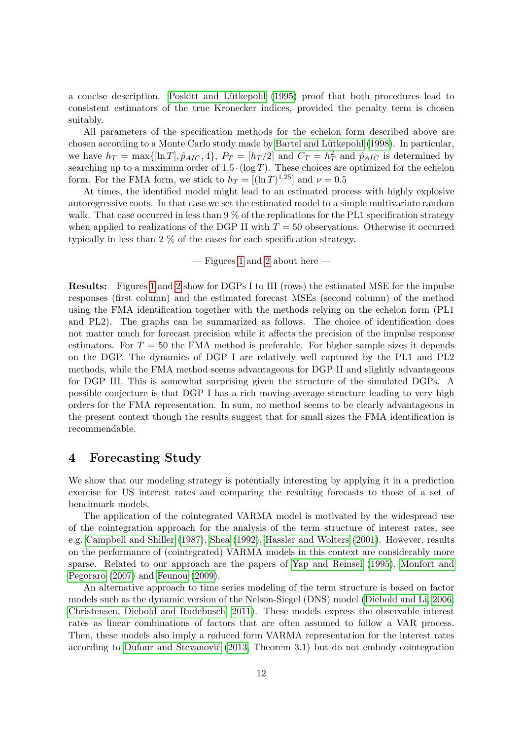a concise description. Poskitt and Lütkepohl (1995) proof that both procedures lead to consistent estimators of the true Kronecker indices, provided the penalty term is chosen suitably.

All parameters of the specification methods for the echelon form described above are chosen according to a Monte Carlo study made by Bartel and Lütkepohl (1998). In particular, we have $h_T = \max\{[\ln T], \hat{p}_{AIC}, 4\}$, $P_T = [h_T/2]$ and $C_T = h_T^2$ and $\hat{p}_{AIC}$ is determined by searching up to a maximum order of $1.5 \cdot (\log T)$. These choices are optimized for the echelon form. For the FMA form, we stick to $h_T = [(\ln T)^{1.25}]$ and $\nu = 0.5$

At times, the identified model might lead to an estimated process with highly explosive autoregressive roots. In that case we set the estimated model to a simple multivariate random walk. That case occurred in less than 9 % of the replications for the PL1 specification strategy when applied to realizations of the DGP II with $T = 50$ observations. Otherwise it occurred typically in less than 2 % of the cases for each specification strategy.

— Figures 1 and 2 about here —

**Results:** Figures 1 and 2 show for DGPs I to III (rows) the estimated MSE for the impulse responses (first column) and the estimated forecast MSEs (second column) of the method using the FMA identification together with the methods relying on the echelon form (PL1 and PL2). The graphs can be summarized as follows. The choice of identification does not matter much for forecast precision while it affects the precision of the impulse response estimators. For $T = 50$ the FMA method is preferable. For higher sample sizes it depends on the DGP. The dynamics of DGP I are relatively well captured by the PL1 and PL2 methods, while the FMA method seems advantageous for DGP II and slightly advantageous for DGP III. This is somewhat surprising given the structure of the simulated DGPs. A possible conjecture is that DGP I has a rich moving-average structure leading to very high orders for the FMA representation. In sum, no method seems to be clearly advantageous in the present context though the results suggest that for small sizes the FMA identification is recommendable.

# 4 Forecasting Study

We show that our modeling strategy is potentially interesting by applying it in a prediction exercise for US interest rates and comparing the resulting forecasts to those of a set of benchmark models.

The application of the cointegrated VARMA model is motivated by the widespread use of the cointegration approach for the analysis of the term structure of interest rates, see e.g. Campbell and Shiller (1987), Shea (1992), Hassler and Wolters (2001). However, results on the performance of (cointegrated) VARMA models in this context are considerably more sparse. Related to our approach are the papers of Yap and Reinsel (1995), Monfort and Pegoraro (2007) and Feunou (2009).

An alternative approach to time series modeling of the term structure is based on factor models such as the dynamic version of the Nelson-Siegel (DNS) model (Diebold and Li, 2006; Christensen, Diebold and Rudebusch, 2011). These models express the observable interest rates as linear combinations of factors that are often assumed to follow a VAR process. Then, these models also imply a reduced form VARMA representation for the interest rates according to Dufour and Stevanović (2013, Theorem 3.1) but do not embody cointegration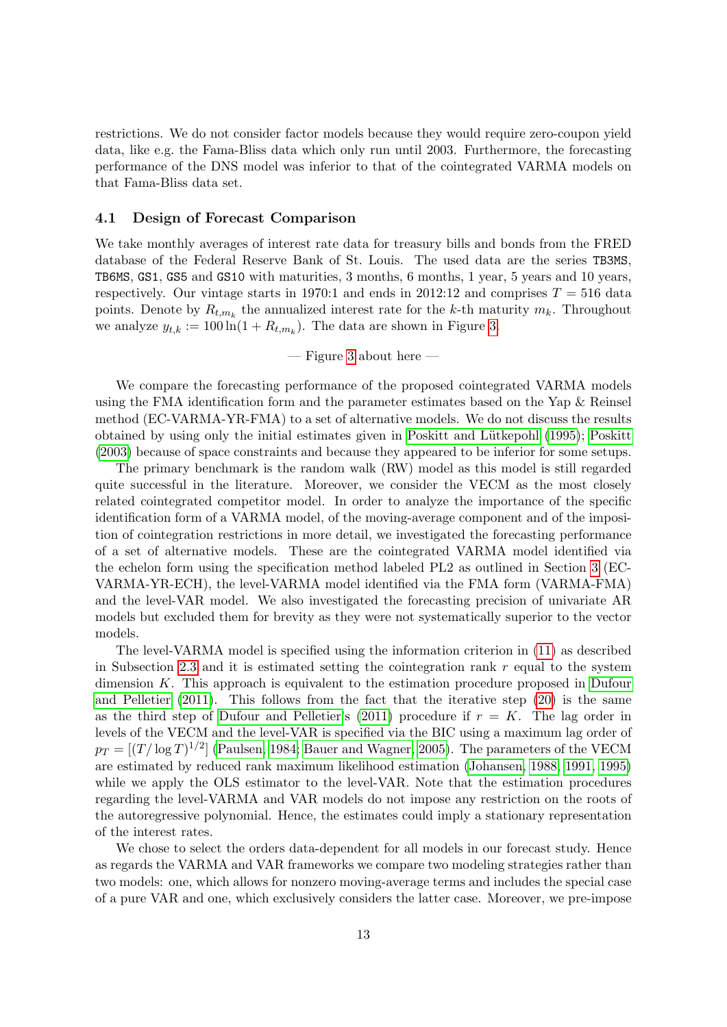restrictions. We do not consider factor models because they would require zero-coupon yield data, like e.g. the Fama-Bliss data which only run until 2003. Furthermore, the forecasting performance of the DNS model was inferior to that of the cointegrated VARMA models on that Fama-Bliss data set.

### 4.1 Design of Forecast Comparison

We take monthly averages of interest rate data for treasury bills and bonds from the FRED database of the Federal Reserve Bank of St. Louis. The used data are the series TB3MS, TB6MS, GS1, GS5 and GS10 with maturities, 3 months, 6 months, 1 year, 5 years and 10 years, respectively. Our vintage starts in 1970:1 and ends in 2012:12 and comprises $T = 516$ data points. Denote by $R_{t,m_k}$ the annualized interest rate for the $k$-th maturity $m_k$. Throughout we analyze $y_{t,k} := 100 \ln(1 + R_{t,m_k})$. The data are shown in Figure 3.

— Figure 3 about here —

We compare the forecasting performance of the proposed cointegrated VARMA models using the FMA identification form and the parameter estimates based on the Yap & Reinsel method (EC-VARMA-YR-FMA) to a set of alternative models. We do not discuss the results obtained by using only the initial estimates given in Poskitt and Lütkepohl (1995); Poskitt (2003) because of space constraints and because they appeared to be inferior for some setups.

The primary benchmark is the random walk (RW) model as this model is still regarded quite successful in the literature. Moreover, we consider the VECM as the most closely related cointegrated competitor model. In order to analyze the importance of the specific identification form of a VARMA model, of the moving-average component and of the imposition of cointegration restrictions in more detail, we investigated the forecasting performance of a set of alternative models. These are the cointegrated VARMA model identified via the echelon form using the specification method labeled PL2 as outlined in Section 3 (EC-VARMA-YR-ECH), the level-VARMA model identified via the FMA form (VARMA-FMA) and the level-VAR model. We also investigated the forecasting precision of univariate AR models but excluded them for brevity as they were not systematically superior to the vector models.

The level-VARMA model is specified using the information criterion in (11) as described in Subsection 2.3 and it is estimated setting the cointegration rank $r$ equal to the system dimension $K$. This approach is equivalent to the estimation procedure proposed in Dufour and Pelletier (2011). This follows from the fact that the iterative step (20) is the same as the third step of Dufour and Pelletier's (2011) procedure if $r = K$. The lag order in levels of the VECM and the level-VAR is specified via the BIC using a maximum lag order of $p_T = [(T/\log T)^{1/2}]$ (Paulsen, 1984; Bauer and Wagner, 2005). The parameters of the VECM are estimated by reduced rank maximum likelihood estimation (Johansen, 1988, 1991, 1995) while we apply the OLS estimator to the level-VAR. Note that the estimation procedures regarding the level-VARMA and VAR models do not impose any restriction on the roots of the autoregressive polynomial. Hence, the estimates could imply a stationary representation of the interest rates.

We chose to select the orders data-dependent for all models in our forecast study. Hence as regards the VARMA and VAR frameworks we compare two modeling strategies rather than two models: one, which allows for nonzero moving-average terms and includes the special case of a pure VAR and one, which exclusively considers the latter case. Moreover, we pre-impose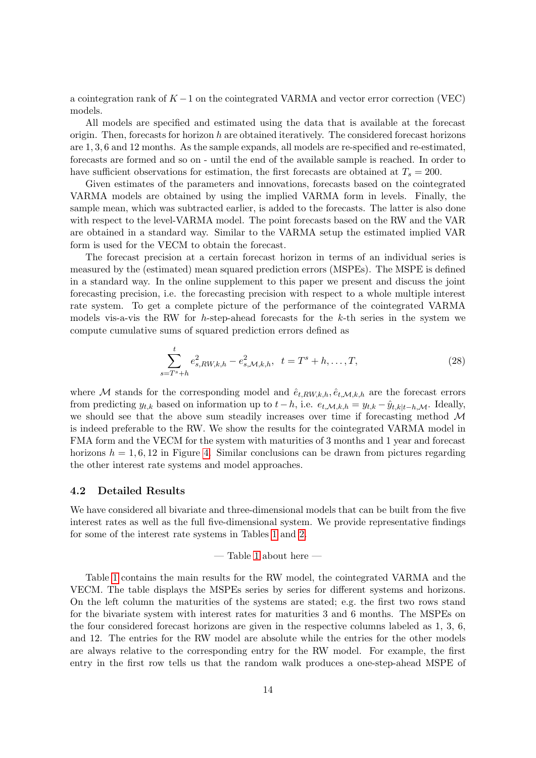a cointegration rank of $K-1$ on the cointegrated VARMA and vector error correction (VEC) models.

All models are specified and estimated using the data that is available at the forecast origin. Then, forecasts for horizon $h$ are obtained iteratively. The considered forecast horizons are $1, 3, 6$ and $12$ months. As the sample expands, all models are re-specified and re-estimated, forecasts are formed and so on - until the end of the available sample is reached. In order to have sufficient observations for estimation, the first forecasts are obtained at $T_s = 200$.

Given estimates of the parameters and innovations, forecasts based on the cointegrated VARMA models are obtained by using the implied VARMA form in levels. Finally, the sample mean, which was subtracted earlier, is added to the forecasts. The latter is also done with respect to the level-VARMA model. The point forecasts based on the RW and the VAR are obtained in a standard way. Similar to the VARMA setup the estimated implied VAR form is used for the VECM to obtain the forecast.

The forecast precision at a certain forecast horizon in terms of an individual series is measured by the (estimated) mean squared prediction errors (MSPEs). The MSPE is defined in a standard way. In the online supplement to this paper we present and discuss the joint forecasting precision, i.e. the forecasting precision with respect to a whole multiple interest rate system. To get a complete picture of the performance of the cointegrated VARMA models vis-a-vis the RW for $h$-step-ahead forecasts for the $k$-th series in the system we compute cumulative sums of squared prediction errors defined as

$$\sum_{s=T^s+h}^{t} e_{s,RW,k,h}^2 - e_{s,\mathcal{M},k,h}^2, \quad t = T^s + h, \ldots, T, \tag{28}$$

where $\mathcal{M}$ stands for the corresponding model and $\hat{e}_{t,RW,k,h}, \hat{e}_{t,\mathcal{M},k,h}$ are the forecast errors from predicting $y_{t,k}$ based on information up to $t-h$, i.e. $e_{t,\mathcal{M},k,h} = y_{t,k} - \hat{y}_{t,k|t-h,\mathcal{M}}$. Ideally, we should see that the above sum steadily increases over time if forecasting method $\mathcal{M}$ is indeed preferable to the RW. We show the results for the cointegrated VARMA model in FMA form and the VECM for the system with maturities of 3 months and 1 year and forecast horizons $h = 1, 6, 12$ in Figure 4. Similar conclusions can be drawn from pictures regarding the other interest rate systems and model approaches.

### 4.2 Detailed Results

We have considered all bivariate and three-dimensional models that can be built from the five interest rates as well as the full five-dimensional system. We provide representative findings for some of the interest rate systems in Tables 1 and 2.

— Table 1 about here —

Table 1 contains the main results for the RW model, the cointegrated VARMA and the VECM. The table displays the MSPEs series by series for different systems and horizons. On the left column the maturities of the systems are stated; e.g. the first two rows stand for the bivariate system with interest rates for maturities 3 and 6 months. The MSPEs on the four considered forecast horizons are given in the respective columns labeled as 1, 3, 6, and 12. The entries for the RW model are absolute while the entries for the other models are always relative to the corresponding entry for the RW model. For example, the first entry in the first row tells us that the random walk produces a one-step-ahead MSPE of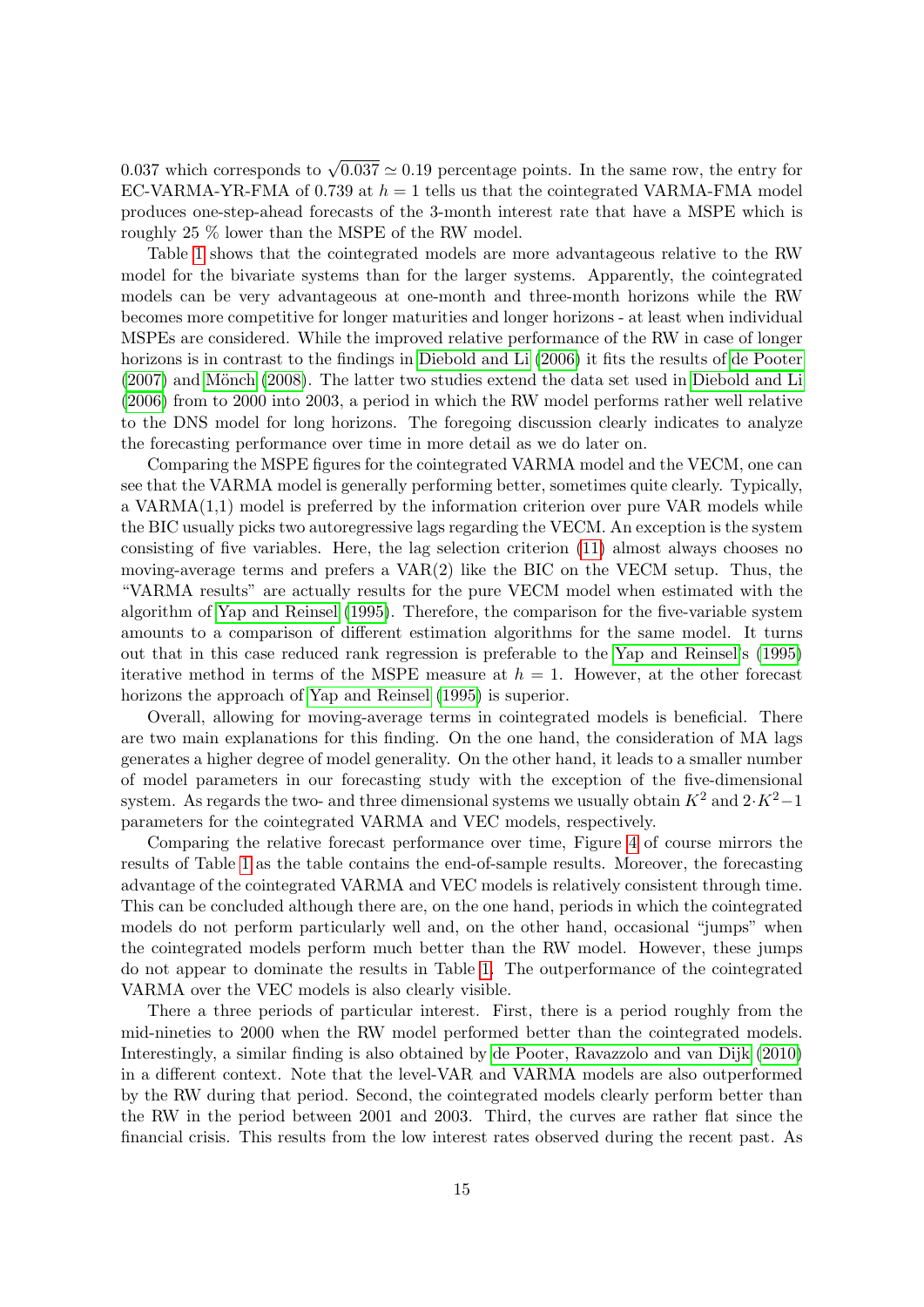0.037 which corresponds to $\sqrt{0.037} \simeq 0.19$ percentage points. In the same row, the entry for EC-VARMA-YR-FMA of 0.739 at $h = 1$ tells us that the cointegrated VARMA-FMA model produces one-step-ahead forecasts of the 3-month interest rate that have a MSPE which is roughly 25 % lower than the MSPE of the RW model.

Table 1 shows that the cointegrated models are more advantageous relative to the RW model for the bivariate systems than for the larger systems. Apparently, the cointegrated models can be very advantageous at one-month and three-month horizons while the RW becomes more competitive for longer maturities and longer horizons - at least when individual MSPEs are considered. While the improved relative performance of the RW in case of longer horizons is in contrast to the findings in Diebold and Li (2006) it fits the results of de Pooter (2007) and Mönch (2008). The latter two studies extend the data set used in Diebold and Li (2006) from to 2000 into 2003, a period in which the RW model performs rather well relative to the DNS model for long horizons. The foregoing discussion clearly indicates to analyze the forecasting performance over time in more detail as we do later on.

Comparing the MSPE figures for the cointegrated VARMA model and the VECM, one can see that the VARMA model is generally performing better, sometimes quite clearly. Typically, a VARMA(1,1) model is preferred by the information criterion over pure VAR models while the BIC usually picks two autoregressive lags regarding the VECM. An exception is the system consisting of five variables. Here, the lag selection criterion (11) almost always chooses no moving-average terms and prefers a VAR(2) like the BIC on the VECM setup. Thus, the "VARMA results" are actually results for the pure VECM model when estimated with the algorithm of Yap and Reinsel (1995). Therefore, the comparison for the five-variable system amounts to a comparison of different estimation algorithms for the same model. It turns out that in this case reduced rank regression is preferable to the Yap and Reinsel's (1995) iterative method in terms of the MSPE measure at $h = 1$. However, at the other forecast horizons the approach of Yap and Reinsel (1995) is superior.

Overall, allowing for moving-average terms in cointegrated models is beneficial. There are two main explanations for this finding. On the one hand, the consideration of MA lags generates a higher degree of model generality. On the other hand, it leads to a smaller number of model parameters in our forecasting study with the exception of the five-dimensional system. As regards the two- and three dimensional systems we usually obtain $K^2$ and $2 \cdot K^2 - 1$ parameters for the cointegrated VARMA and VEC models, respectively.

Comparing the relative forecast performance over time, Figure 4 of course mirrors the results of Table 1 as the table contains the end-of-sample results. Moreover, the forecasting advantage of the cointegrated VARMA and VEC models is relatively consistent through time. This can be concluded although there are, on the one hand, periods in which the cointegrated models do not perform particularly well and, on the other hand, occasional "jumps" when the cointegrated models perform much better than the RW model. However, these jumps do not appear to dominate the results in Table 1. The outperformance of the cointegrated VARMA over the VEC models is also clearly visible.

There a three periods of particular interest. First, there is a period roughly from the mid-nineties to 2000 when the RW model performed better than the cointegrated models. Interestingly, a similar finding is also obtained by de Pooter, Ravazzolo and van Dijk (2010) in a different context. Note that the level-VAR and VARMA models are also outperformed by the RW during that period. Second, the cointegrated models clearly perform better than the RW in the period between 2001 and 2003. Third, the curves are rather flat since the financial crisis. This results from the low interest rates observed during the recent past. As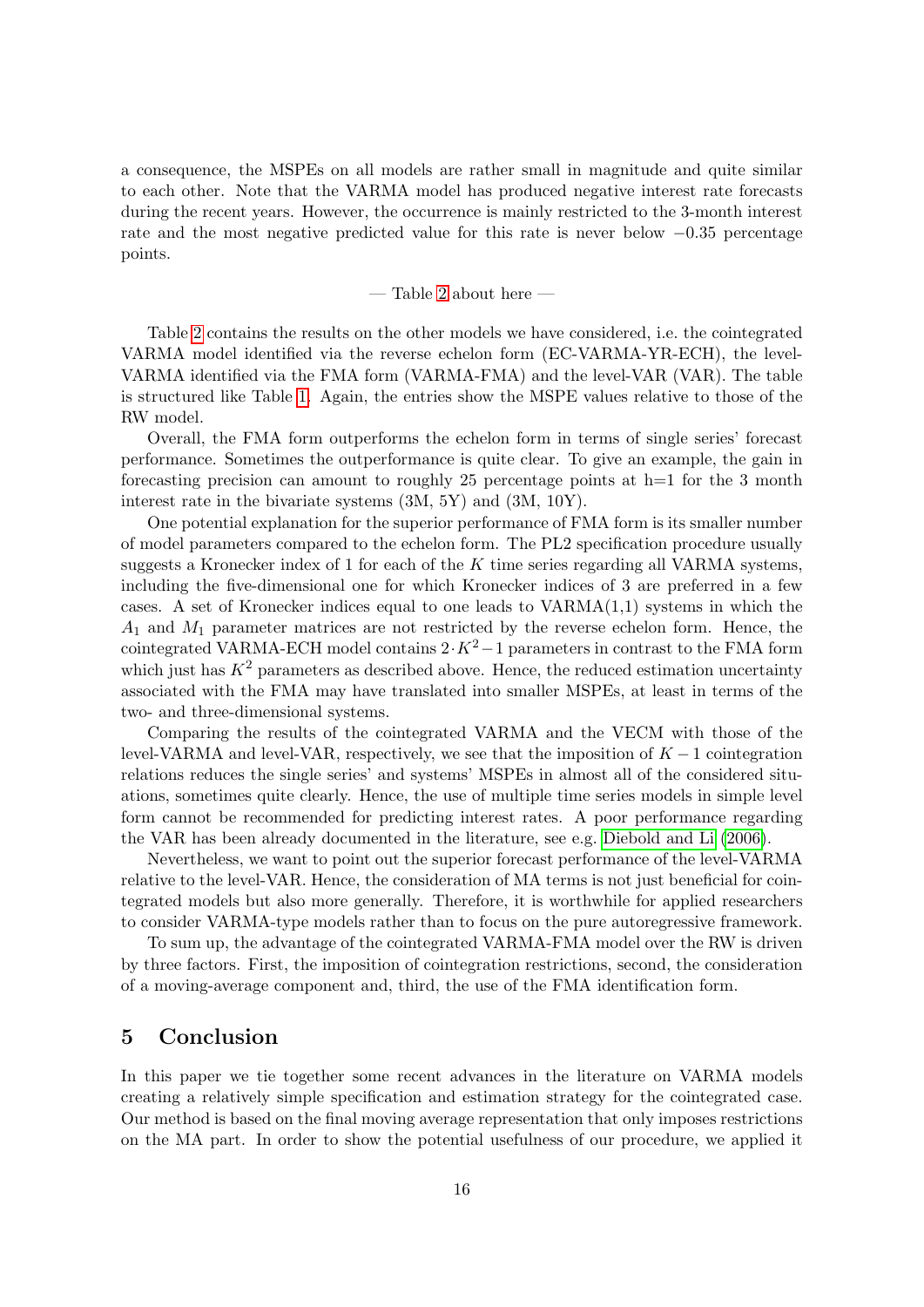a consequence, the MSPEs on all models are rather small in magnitude and quite similar to each other. Note that the VARMA model has produced negative interest rate forecasts during the recent years. However, the occurrence is mainly restricted to the 3-month interest rate and the most negative predicted value for this rate is never below $-0.35$ percentage points.

— Table 2 about here —

Table 2 contains the results on the other models we have considered, i.e. the cointegrated VARMA model identified via the reverse echelon form (EC-VARMA-YR-ECH), the level-VARMA identified via the FMA form (VARMA-FMA) and the level-VAR (VAR). The table is structured like Table 1. Again, the entries show the MSPE values relative to those of the RW model.

Overall, the FMA form outperforms the echelon form in terms of single series' forecast performance. Sometimes the outperformance is quite clear. To give an example, the gain in forecasting precision can amount to roughly 25 percentage points at h=1 for the 3 month interest rate in the bivariate systems (3M, 5Y) and (3M, 10Y).

One potential explanation for the superior performance of FMA form is its smaller number of model parameters compared to the echelon form. The PL2 specification procedure usually suggests a Kronecker index of 1 for each of the $K$ time series regarding all VARMA systems, including the five-dimensional one for which Kronecker indices of 3 are preferred in a few cases. A set of Kronecker indices equal to one leads to VARMA(1,1) systems in which the $A_1$ and $M_1$ parameter matrices are not restricted by the reverse echelon form. Hence, the cointegrated VARMA-ECH model contains $2 \cdot K^2 - 1$ parameters in contrast to the FMA form which just has $K^2$ parameters as described above. Hence, the reduced estimation uncertainty associated with the FMA may have translated into smaller MSPEs, at least in terms of the two- and three-dimensional systems.

Comparing the results of the cointegrated VARMA and the VECM with those of the level-VARMA and level-VAR, respectively, we see that the imposition of $K-1$ cointegration relations reduces the single series' and systems' MSPEs in almost all of the considered situations, sometimes quite clearly. Hence, the use of multiple time series models in simple level form cannot be recommended for predicting interest rates. A poor performance regarding the VAR has been already documented in the literature, see e.g. Diebold and Li (2006).

Nevertheless, we want to point out the superior forecast performance of the level-VARMA relative to the level-VAR. Hence, the consideration of MA terms is not just beneficial for cointegrated models but also more generally. Therefore, it is worthwhile for applied researchers to consider VARMA-type models rather than to focus on the pure autoregressive framework.

To sum up, the advantage of the cointegrated VARMA-FMA model over the RW is driven by three factors. First, the imposition of cointegration restrictions, second, the consideration of a moving-average component and, third, the use of the FMA identification form.

## 5 Conclusion

In this paper we tie together some recent advances in the literature on VARMA models creating a relatively simple specification and estimation strategy for the cointegrated case. Our method is based on the final moving average representation that only imposes restrictions on the MA part. In order to show the potential usefulness of our procedure, we applied it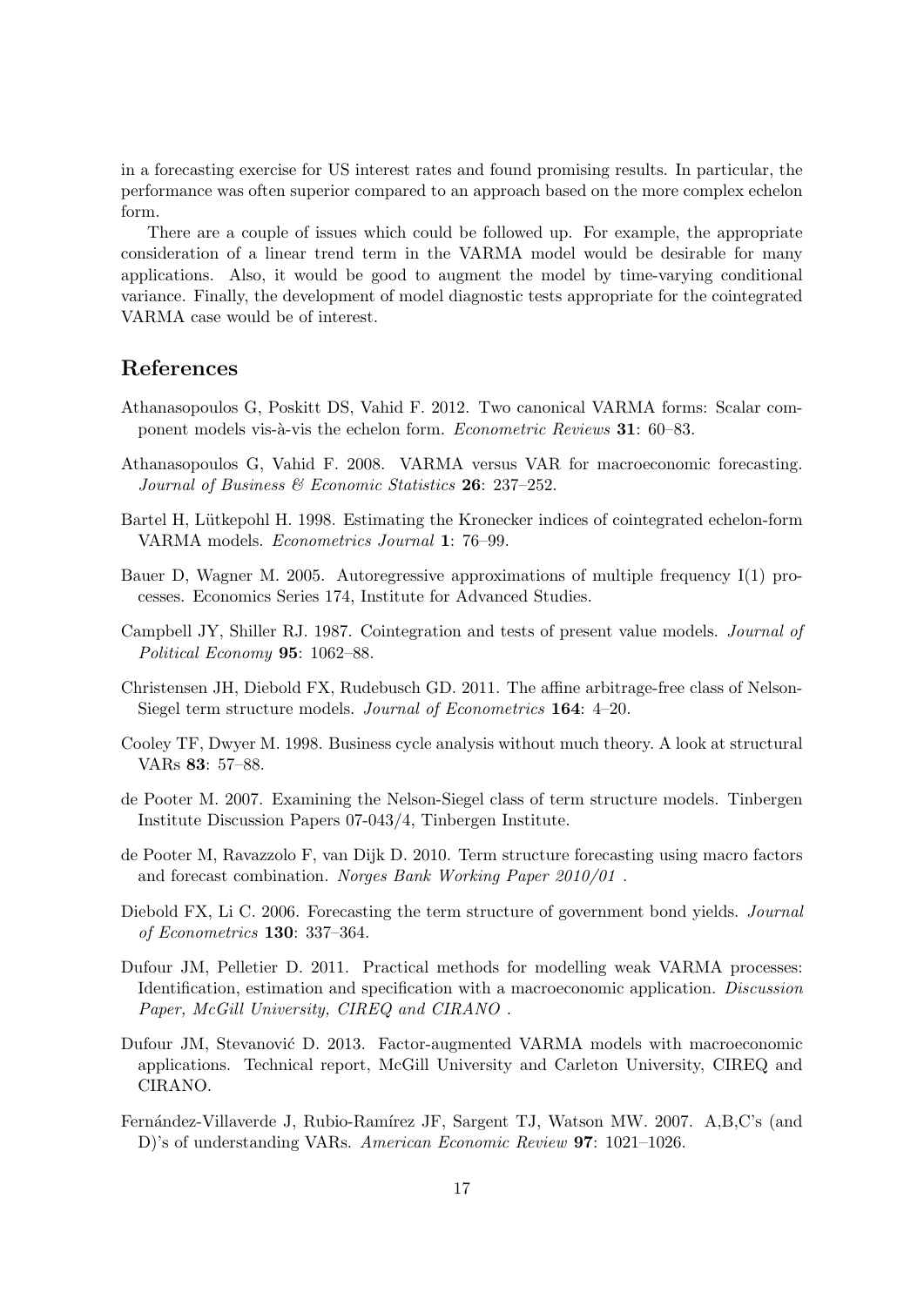in a forecasting exercise for US interest rates and found promising results. In particular, the performance was often superior compared to an approach based on the more complex echelon form.

There are a couple of issues which could be followed up. For example, the appropriate consideration of a linear trend term in the VARMA model would be desirable for many applications. Also, it would be good to augment the model by time-varying conditional variance. Finally, the development of model diagnostic tests appropriate for the cointegrated VARMA case would be of interest.

## References

Athanasopoulos G, Poskitt DS, Vahid F. 2012. Two canonical VARMA forms: Scalar component models vis-à-vis the echelon form. *Econometric Reviews* **31**: 60–83.

Athanasopoulos G, Vahid F. 2008. VARMA versus VAR for macroeconomic forecasting. *Journal of Business & Economic Statistics* **26**: 237–252.

Bartel H, Lütkepohl H. 1998. Estimating the Kronecker indices of cointegrated echelon-form VARMA models. *Econometrics Journal* **1**: 76–99.

Bauer D, Wagner M. 2005. Autoregressive approximations of multiple frequency I(1) processes. Economics Series 174, Institute for Advanced Studies.

Campbell JY, Shiller RJ. 1987. Cointegration and tests of present value models. *Journal of Political Economy* **95**: 1062–88.

Christensen JH, Diebold FX, Rudebusch GD. 2011. The affine arbitrage-free class of Nelson-Siegel term structure models. *Journal of Econometrics* **164**: 4–20.

Cooley TF, Dwyer M. 1998. Business cycle analysis without much theory. A look at structural VARs **83**: 57–88.

de Pooter M. 2007. Examining the Nelson-Siegel class of term structure models. Tinbergen Institute Discussion Papers 07-043/4, Tinbergen Institute.

de Pooter M, Ravazzolo F, van Dijk D. 2010. Term structure forecasting using macro factors and forecast combination. *Norges Bank Working Paper 2010/01* .

Diebold FX, Li C. 2006. Forecasting the term structure of government bond yields. *Journal of Econometrics* **130**: 337–364.

Dufour JM, Pelletier D. 2011. Practical methods for modelling weak VARMA processes: Identification, estimation and specification with a macroeconomic application. *Discussion Paper, McGill University, CIREQ and CIRANO* .

Dufour JM, Stevanović D. 2013. Factor-augmented VARMA models with macroeconomic applications. Technical report, McGill University and Carleton University, CIREQ and CIRANO.

Fernández-Villaverde J, Rubio-Ramírez JF, Sargent TJ, Watson MW. 2007. A,B,C's (and D)'s of understanding VARs. *American Economic Review* **97**: 1021–1026.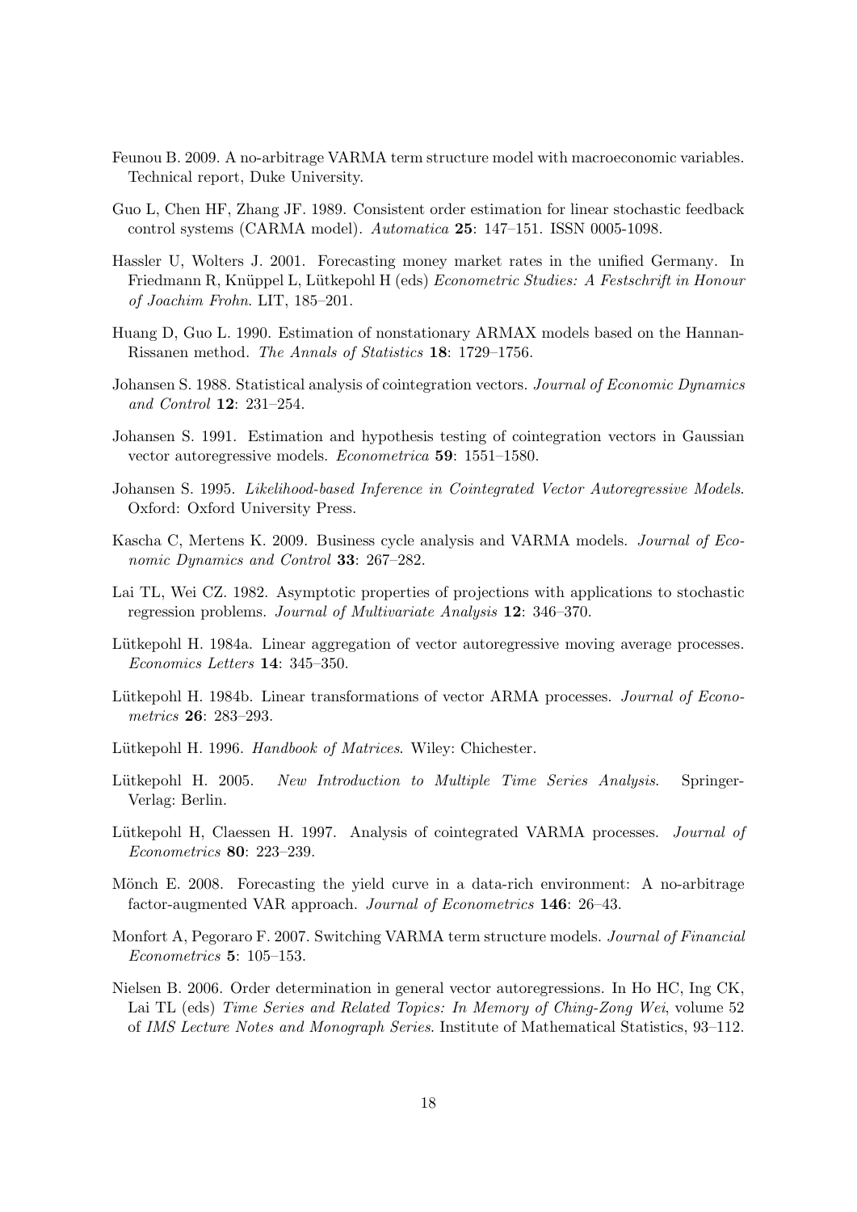Feunou B. 2009. A no-arbitrage VARMA term structure model with macroeconomic variables. Technical report, Duke University.

Guo L, Chen HF, Zhang JF. 1989. Consistent order estimation for linear stochastic feedback control systems (CARMA model). *Automatica* **25**: 147–151. ISSN 0005-1098.

Hassler U, Wolters J. 2001. Forecasting money market rates in the unified Germany. In Friedmann R, Knüppel L, Lütkepohl H (eds) *Econometric Studies: A Festschrift in Honour of Joachim Frohn*. LIT, 185–201.

Huang D, Guo L. 1990. Estimation of nonstationary ARMAX models based on the Hannan-Rissanen method. *The Annals of Statistics* **18**: 1729–1756.

Johansen S. 1988. Statistical analysis of cointegration vectors. *Journal of Economic Dynamics and Control* **12**: 231–254.

Johansen S. 1991. Estimation and hypothesis testing of cointegration vectors in Gaussian vector autoregressive models. *Econometrica* **59**: 1551–1580.

Johansen S. 1995. *Likelihood-based Inference in Cointegrated Vector Autoregressive Models*. Oxford: Oxford University Press.

Kascha C, Mertens K. 2009. Business cycle analysis and VARMA models. *Journal of Economic Dynamics and Control* **33**: 267–282.

Lai TL, Wei CZ. 1982. Asymptotic properties of projections with applications to stochastic regression problems. *Journal of Multivariate Analysis* **12**: 346–370.

Lütkepohl H. 1984a. Linear aggregation of vector autoregressive moving average processes. *Economics Letters* **14**: 345–350.

Lütkepohl H. 1984b. Linear transformations of vector ARMA processes. *Journal of Econometrics* **26**: 283–293.

Lütkepohl H. 1996. *Handbook of Matrices*. Wiley: Chichester.

Lütkepohl H. 2005. *New Introduction to Multiple Time Series Analysis*. Springer-Verlag: Berlin.

Lütkepohl H, Claessen H. 1997. Analysis of cointegrated VARMA processes. *Journal of Econometrics* **80**: 223–239.

Mönch E. 2008. Forecasting the yield curve in a data-rich environment: A no-arbitrage factor-augmented VAR approach. *Journal of Econometrics* **146**: 26–43.

Monfort A, Pegoraro F. 2007. Switching VARMA term structure models. *Journal of Financial Econometrics* **5**: 105–153.

Nielsen B. 2006. Order determination in general vector autoregressions. In Ho HC, Ing CK, Lai TL (eds) *Time Series and Related Topics: In Memory of Ching-Zong Wei*, volume 52 of *IMS Lecture Notes and Monograph Series*. Institute of Mathematical Statistics, 93–112.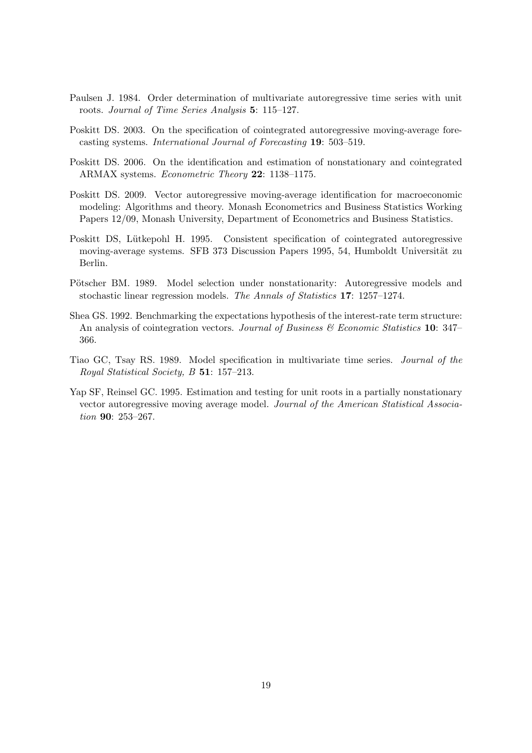Paulsen J. 1984. Order determination of multivariate autoregressive time series with unit roots. *Journal of Time Series Analysis* **5**: 115–127.

Poskitt DS. 2003. On the specification of cointegrated autoregressive moving-average forecasting systems. *International Journal of Forecasting* **19**: 503–519.

Poskitt DS. 2006. On the identification and estimation of nonstationary and cointegrated ARMAX systems. *Econometric Theory* **22**: 1138–1175.

Poskitt DS. 2009. Vector autoregressive moving-average identification for macroeconomic modeling: Algorithms and theory. Monash Econometrics and Business Statistics Working Papers 12/09, Monash University, Department of Econometrics and Business Statistics.

Poskitt DS, Lütkepohl H. 1995. Consistent specification of cointegrated autoregressive moving-average systems. SFB 373 Discussion Papers 1995, 54, Humboldt Universität zu Berlin.

Pötscher BM. 1989. Model selection under nonstationarity: Autoregressive models and stochastic linear regression models. *The Annals of Statistics* **17**: 1257–1274.

Shea GS. 1992. Benchmarking the expectations hypothesis of the interest-rate term structure: An analysis of cointegration vectors. *Journal of Business & Economic Statistics* **10**: 347–366.

Tiao GC, Tsay RS. 1989. Model specification in multivariate time series. *Journal of the Royal Statistical Society, B* **51**: 157–213.

Yap SF, Reinsel GC. 1995. Estimation and testing for unit roots in a partially nonstationary vector autoregressive moving average model. *Journal of the American Statistical Association* **90**: 253–267.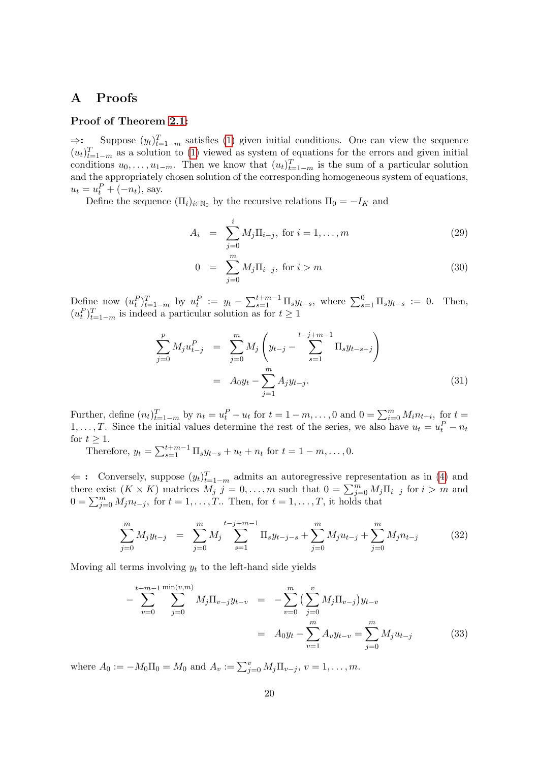# A Proofs

### Proof of Theorem 2.1:

**⇒:** Suppose $(y_t)_{t=1-m}^T$ satisfies (1) given initial conditions. One can view the sequence $(u_t)_{t=1-m}^T$ as a solution to (1) viewed as system of equations for the errors and given initial conditions $u_0, \dots, u_{1-m}$. Then we know that $(u_t)_{t=1-m}^T$ is the sum of a particular solution and the appropriately chosen solution of the corresponding homogeneous system of equations, $u_t = u_t^P + (-n_t)$, say.

Define the sequence $(\Pi_i)_{i \in \mathbb{N}_0}$ by the recursive relations $\Pi_0 = -I_K$ and

$$
A_i = \sum_{j=0}^{i} M_j \Pi_{i-j}, \text{ for } i = 1, \dots, m \tag{29}
$$

$$
0 = \sum_{j=0}^{m} M_j \Pi_{i-j}, \text{ for } i > m \tag{30}
$$

Define now $(u_t^P)_{t=1-m}^T$ by $u_t^P := y_t - \sum_{s=1}^{t+m-1} \Pi_s y_{t-s}$, where $\sum_{s=1}^{0} \Pi_s y_{t-s} := 0$. Then, $(u_t^P)_{t=1-m}^T$ is indeed a particular solution as for $t \geq 1$

$$
\begin{aligned}
\sum_{j=0}^{p} M_j u_{t-j}^P &= \sum_{j=0}^{m} M_j \left( y_{t-j} - \sum_{s=1}^{t-j+m-1} \Pi_s y_{t-s-j} \right) \\
&= A_0 y_t - \sum_{j=1}^{m} A_j y_{t-j}.
\end{aligned} \tag{31}
$$

Further, define $(n_t)_{t=1-m}^T$ by $n_t = u_t^P - u_t$ for $t = 1-m, \dots, 0$ and $0 = \sum_{i=0}^{m} M_i n_{t-i}$, for $t = 1, \dots, T$. Since the initial values determine the rest of the series, we also have $u_t = u_t^P - n_t$ for $t \geq 1$.

Therefore, $y_t = \sum_{s=1}^{t+m-1} \Pi_s y_{t-s} + u_t + n_t$ for $t = 1-m, \dots, 0$.

**⇐ :** Conversely, suppose $(y_t)_{t=1-m}^T$ admits an autoregressive representation as in (4) and there exist $(K \times K)$ matrices $M_j$ $j = 0, \dots, m$ such that $0 = \sum_{j=0}^{m} M_j \Pi_{i-j}$ for $i > m$ and $0 = \sum_{j=0}^{m} M_j n_{t-j}$, for $t = 1, \dots, T$.. Then, for $t = 1, \dots, T$, it holds that

$$
\sum_{j=0}^{m} M_j y_{t-j} = \sum_{j=0}^{m} M_j \sum_{s=1}^{t-j+m-1} \Pi_s y_{t-j-s} + \sum_{j=0}^{m} M_j u_{t-j} + \sum_{j=0}^{m} M_j n_{t-j} \tag{32}
$$

Moving all terms involving $y_t$ to the left-hand side yields

$$
\begin{aligned}
-\sum_{v=0}^{t+m-1} \sum_{j=0}^{\min(v,m)} M_j \Pi_{v-j} y_{t-v} &= -\sum_{v=0}^{m} \big( \sum_{j=0}^{v} M_j \Pi_{v-j} \big) y_{t-v} \\
&= A_0 y_t - \sum_{v=1}^{m} A_v y_{t-v} = \sum_{j=0}^{m} M_j u_{t-j}
\end{aligned} \tag{33}
$$

where $A_0 := -M_0 \Pi_0 = M_0$ and $A_v := \sum_{j=0}^{v} M_j \Pi_{v-j}$, $v = 1, \dots, m$.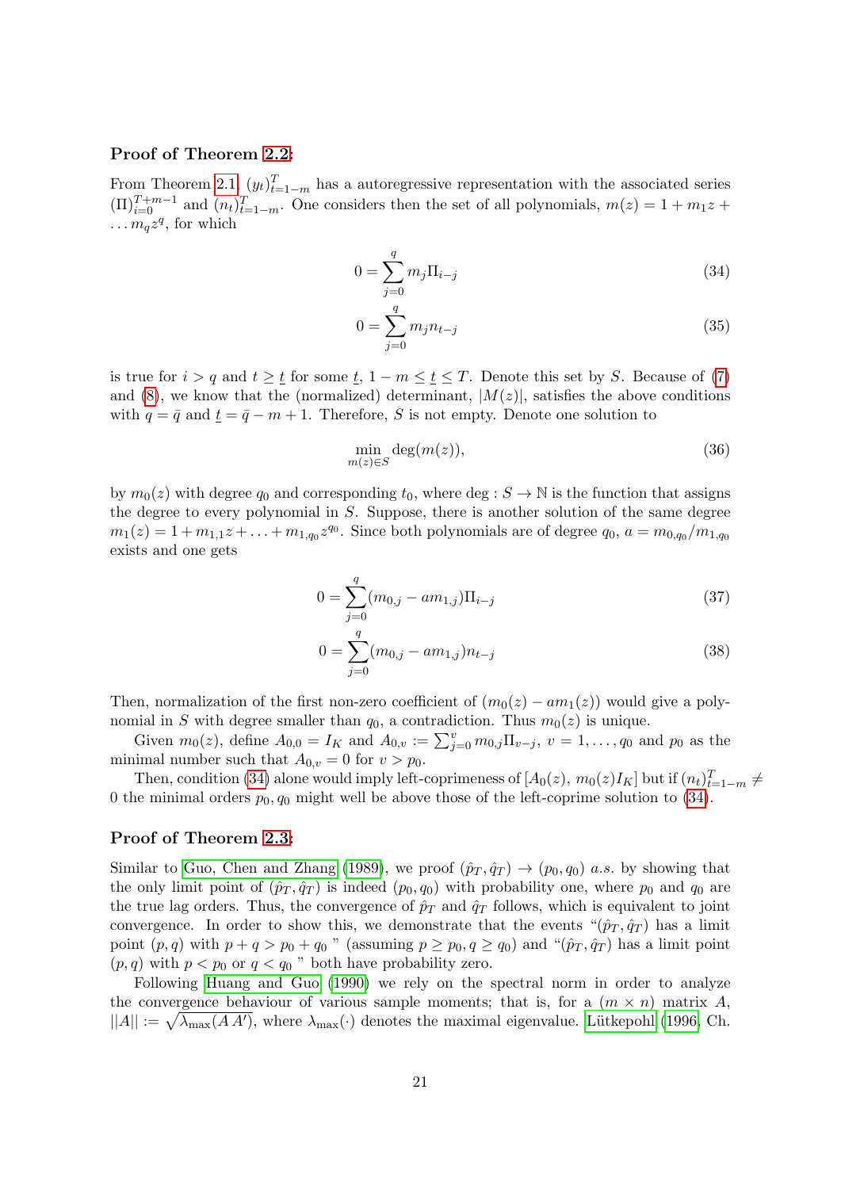### Proof of Theorem 2.2:

From Theorem 2.1, $(y_t)_{t=1-m}^T$ has a autoregressive representation with the associated series $(\Pi)_{i=0}^{T+m-1}$ and $(n_t)_{t=1-m}^T$. One considers then the set of all polynomials, $m(z) = 1 + m_1 z + \dots m_q z^q$, for which

$$0 = \sum_{j=0}^{q} m_j \Pi_{i-j} \tag{34}$$

$$0 = \sum_{j=0}^{q} m_j n_{t-j} \tag{35}$$

is true for $i > q$ and $t \geq \underline{t}$ for some $\underline{t}$, $1 - m \leq \underline{t} \leq T$. Denote this set by $S$. Because of (7) and (8), we know that the (normalized) determinant, $|M(z)|$, satisfies the above conditions with $q = \bar{q}$ and $\underline{t} = \bar{q} - m + 1$. Therefore, $S$ is not empty. Denote one solution to

$$\min_{m(z) \in S} \deg(m(z)), \tag{36}$$

by $m_0(z)$ with degree $q_0$ and corresponding $t_0$, where $\deg : S \to \mathbb{N}$ is the function that assigns the degree to every polynomial in $S$. Suppose, there is another solution of the same degree $m_1(z) = 1 + m_{1,1}z + \ldots + m_{1,q_0} z^{q_0}$. Since both polynomials are of degree $q_0$, $a = m_{0,q_0}/m_{1,q_0}$ exists and one gets

$$0 = \sum_{j=0}^{q} (m_{0,j} - a m_{1,j}) \Pi_{i-j} \tag{37}$$

$$0 = \sum_{j=0}^{q} (m_{0,j} - a m_{1,j}) n_{t-j} \tag{38}$$

Then, normalization of the first non-zero coefficient of $(m_0(z) - a m_1(z))$ would give a polynomial in $S$ with degree smaller than $q_0$, a contradiction. Thus $m_0(z)$ is unique.

Given $m_0(z)$, define $A_{0,0} = I_K$ and $A_{0,v} := \sum_{j=0}^{v} m_{0,j} \Pi_{v-j}$, $v = 1, \ldots, q_0$ and $p_0$ as the minimal number such that $A_{0,v} = 0$ for $v > p_0$.

Then, condition (34) alone would imply left-coprimeness of $[A_0(z), m_0(z) I_K]$ but if $(n_t)_{t=1-m}^T \neq 0$ the minimal orders $p_0, q_0$ might well be above those of the left-coprime solution to (34).

### Proof of Theorem 2.3:

Similar to Guo, Chen and Zhang (1989), we proof $(\hat{p}_T, \hat{q}_T) \to (p_0, q_0)$ *a.s.* by showing that the only limit point of $(\hat{p}_T, \hat{q}_T)$ is indeed $(p_0, q_0)$ with probability one, where $p_0$ and $q_0$ are the true lag orders. Thus, the convergence of $\hat{p}_T$ and $\hat{q}_T$ follows, which is equivalent to joint convergence. In order to show this, we demonstrate that the events "$(\hat{p}_T, \hat{q}_T)$ has a limit point $(p, q)$ with $p + q > p_0 + q_0$ " (assuming $p \geq p_0, q \geq q_0$) and "$(\hat{p}_T, \hat{q}_T)$ has a limit point $(p, q)$ with $p < p_0$ or $q < q_0$ " both have probability zero.

Following Huang and Guo (1990) we rely on the spectral norm in order to analyze the convergence behaviour of various sample moments; that is, for a $(m \times n)$ matrix $A$, $||A|| := \sqrt{\lambda_{\max}(A A')}$, where $\lambda_{\max}(\cdot)$ denotes the maximal eigenvalue. Lütkepohl (1996, Ch.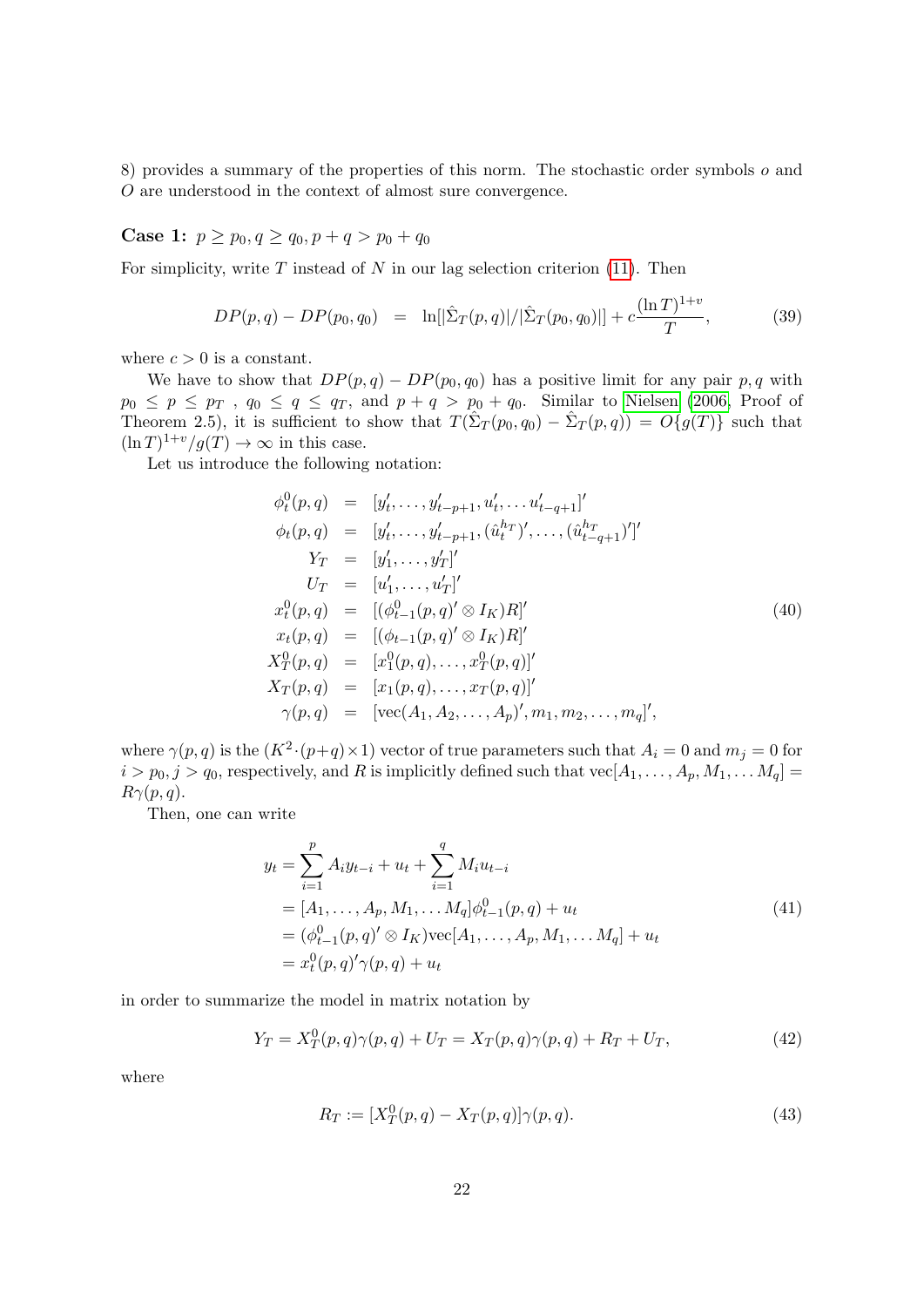8) provides a summary of the properties of this norm. The stochastic order symbols $o$ and $O$ are understood in the context of almost sure convergence.

**Case 1:** $p \geq p_0, q \geq q_0, p+q > p_0 + q_0$

For simplicity, write $T$ instead of $N$ in our lag selection criterion (11). Then

$$
DP(p,q) - DP(p_0,q_0) \;=\; \ln[|\hat{\Sigma}_T(p,q)|/|\hat{\Sigma}_T(p_0,q_0)|] + c\frac{(\ln T)^{1+v}}{T}, \tag{39}
$$

where $c > 0$ is a constant.

We have to show that $DP(p,q) - DP(p_0,q_0)$ has a positive limit for any pair $p,q$ with $p_0 \leq p \leq p_T$ , $q_0 \leq q \leq q_T$, and $p+q > p_0+q_0$. Similar to Nielsen (2006, Proof of Theorem 2.5), it is sufficient to show that $T(\hat{\Sigma}_T(p_0,q_0) - \hat{\Sigma}_T(p,q)) = O\{g(T)\}$ such that $(\ln T)^{1+v}/g(T) \to \infty$ in this case.

Let us introduce the following notation:

$$
\begin{aligned}
\phi_t^0(p,q) &= [y_t', \ldots, y_{t-p+1}', u_t', \ldots u_{t-q+1}']' \\
\phi_t(p,q) &= [y_t', \ldots, y_{t-p+1}', (\hat{u}_t^{h_T})', \ldots, (\hat{u}_{t-q+1}^{h_T})']' \\
Y_T &= [y_1', \ldots, y_T']' \\
U_T &= [u_1', \ldots, u_T']' \\
x_t^0(p,q) &= [(\phi_{t-1}^0(p,q)' \otimes I_K)R]' \\
x_t(p,q) &= [(\phi_{t-1}(p,q)' \otimes I_K)R]' \\
X_T^0(p,q) &= [x_1^0(p,q), \ldots, x_T^0(p,q)]' \\
X_T(p,q) &= [x_1(p,q), \ldots, x_T(p,q)]' \\
\gamma(p,q) &= [\text{vec}(A_1, A_2, \ldots, A_p)', m_1, m_2, \ldots, m_q]',
\end{aligned} \tag{40}
$$

where $\gamma(p,q)$ is the $(K^2 \cdot (p+q) \times 1)$ vector of true parameters such that $A_i = 0$ and $m_j = 0$ for $i > p_0, j > q_0$, respectively, and $R$ is implicitly defined such that $\text{vec}[A_1, \ldots, A_p, M_1, \ldots M_q] = R\gamma(p,q)$.

Then, one can write

$$
\begin{aligned}
y_t &= \sum_{i=1}^{p} A_i y_{t-i} + u_t + \sum_{i=1}^{q} M_i u_{t-i} \\
&= [A_1, \ldots, A_p, M_1, \ldots M_q]\phi_{t-1}^0(p,q) + u_t \\
&= (\phi_{t-1}^0(p,q)' \otimes I_K)\text{vec}[A_1, \ldots, A_p, M_1, \ldots M_q] + u_t \\
&= x_t^0(p,q)'\gamma(p,q) + u_t
\end{aligned} \tag{41}
$$

in order to summarize the model in matrix notation by

$$
Y_T = X_T^0(p,q)\gamma(p,q) + U_T = X_T(p,q)\gamma(p,q) + R_T + U_T, \tag{42}
$$

where

$$
R_T := [X_T^0(p,q) - X_T(p,q)]\gamma(p,q). \tag{43}
$$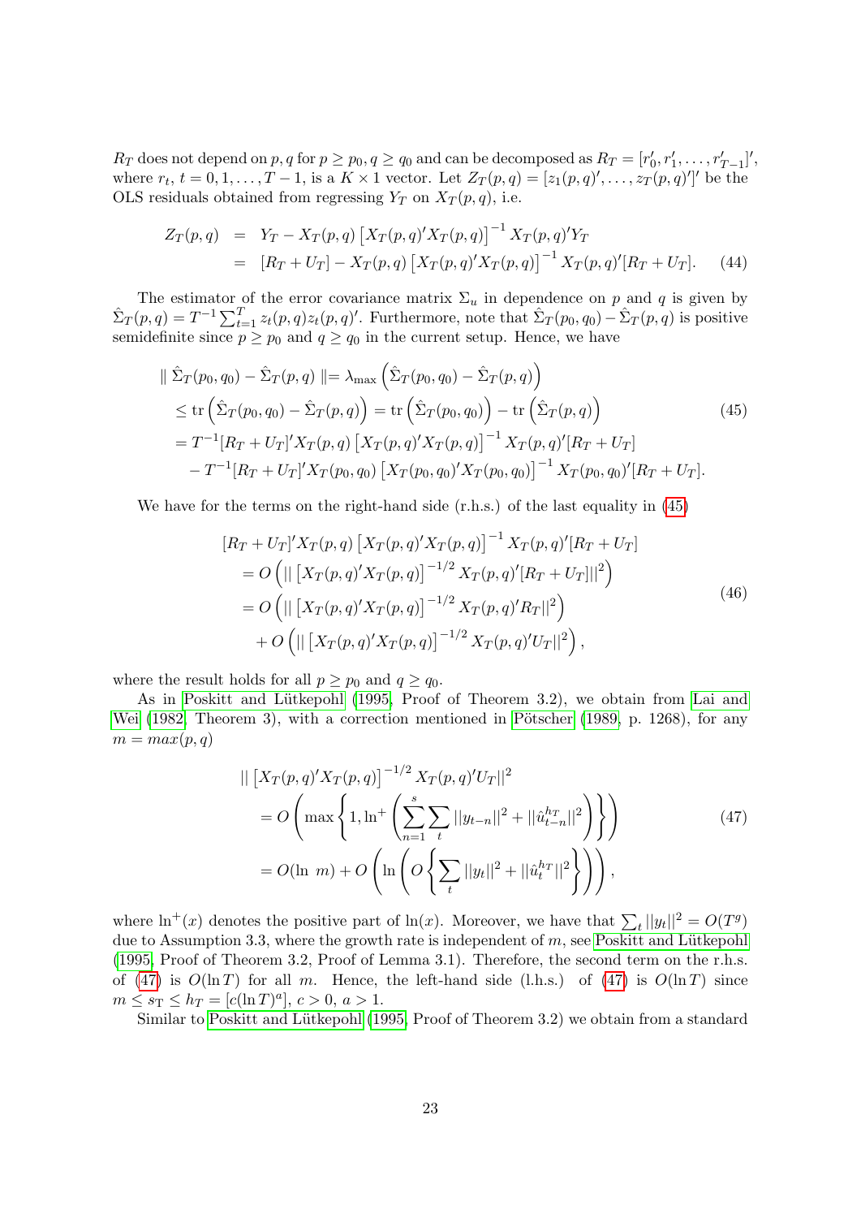$R_T$ does not depend on $p, q$ for $p \geq p_0, q \geq q_0$ and can be decomposed as $R_T = [r_0', r_1', \ldots, r_{T-1}']'$, where $r_t$, $t = 0, 1, \ldots, T-1$, is a $K \times 1$ vector. Let $Z_T(p,q) = [z_1(p,q)', \ldots, z_T(p,q)']'$ be the OLS residuals obtained from regressing $Y_T$ on $X_T(p,q)$, i.e.

$$
\begin{aligned}
Z_T(p,q) &= Y_T - X_T(p,q)\left[X_T(p,q)'X_T(p,q)\right]^{-1} X_T(p,q)'Y_T \\
&= [R_T + U_T] - X_T(p,q)\left[X_T(p,q)'X_T(p,q)\right]^{-1} X_T(p,q)'[R_T + U_T]. \qquad (44)
\end{aligned}
$$

The estimator of the error covariance matrix $\Sigma_u$ in dependence on $p$ and $q$ is given by $\hat{\Sigma}_T(p,q) = T^{-1}\sum_{t=1}^{T} z_t(p,q) z_t(p,q)'$. Furthermore, note that $\hat{\Sigma}_T(p_0,q_0) - \hat{\Sigma}_T(p,q)$ is positive semidefinite since $p \geq p_0$ and $q \geq q_0$ in the current setup. Hence, we have

$$
\begin{aligned}
\| \hat{\Sigma}_T(p_0,q_0) - \hat{\Sigma}_T(p,q) \| &= \lambda_{\max}\left(\hat{\Sigma}_T(p_0,q_0) - \hat{\Sigma}_T(p,q)\right) \\
&\leq \operatorname{tr}\left(\hat{\Sigma}_T(p_0,q_0) - \hat{\Sigma}_T(p,q)\right) = \operatorname{tr}\left(\hat{\Sigma}_T(p_0,q_0)\right) - \operatorname{tr}\left(\hat{\Sigma}_T(p,q)\right) \\
&= T^{-1}[R_T + U_T]'X_T(p,q)\left[X_T(p,q)'X_T(p,q)\right]^{-1} X_T(p,q)'[R_T + U_T] \\
&\quad - T^{-1}[R_T + U_T]'X_T(p_0,q_0)\left[X_T(p_0,q_0)'X_T(p_0,q_0)\right]^{-1} X_T(p_0,q_0)'[R_T + U_T].
\end{aligned} \qquad (45)
$$

We have for the terms on the right-hand side (r.h.s.) of the last equality in (45)

$$
\begin{aligned}
&[R_T + U_T]'X_T(p,q)\left[X_T(p,q)'X_T(p,q)\right]^{-1} X_T(p,q)'[R_T + U_T] \\
&= O\left(|| \left[X_T(p,q)'X_T(p,q)\right]^{-1/2} X_T(p,q)'[R_T + U_T]||^2\right) \\
&= O\left(|| \left[X_T(p,q)'X_T(p,q)\right]^{-1/2} X_T(p,q)'R_T||^2\right) \\
&\quad + O\left(|| \left[X_T(p,q)'X_T(p,q)\right]^{-1/2} X_T(p,q)'U_T||^2\right),
\end{aligned} \qquad (46)
$$

where the result holds for all $p \geq p_0$ and $q \geq q_0$.

As in Poskitt and Lütkepohl (1995, Proof of Theorem 3.2), we obtain from Lai and Wei (1982, Theorem 3), with a correction mentioned in Pötscher (1989, p. 1268), for any $m = max(p,q)$

$$
\begin{aligned}
&|| \left[X_T(p,q)'X_T(p,q)\right]^{-1/2} X_T(p,q)'U_T||^2 \\
&= O\left(\max\left\{1, \ln^+\left(\sum_{n=1}^{s}\sum_t ||y_{t-n}||^2 + ||\hat{u}_{t-n}^{h_T}||^2\right)\right\}\right) \\
&= O(\ln\ m) + O\left(\ln\left(O\left\{\sum_t ||y_t||^2 + ||\hat{u}_t^{h_T}||^2\right\}\right)\right),
\end{aligned} \qquad (47)
$$

where $\ln^+(x)$ denotes the positive part of $\ln(x)$. Moreover, we have that $\sum_t ||y_t||^2 = O(T^g)$ due to Assumption 3.3, where the growth rate is independent of $m$, see Poskitt and Lütkepohl (1995, Proof of Theorem 3.2, Proof of Lemma 3.1). Therefore, the second term on the r.h.s. of (47) is $O(\ln T)$ for all $m$. Hence, the left-hand side (l.h.s.) of (47) is $O(\ln T)$ since $m \leq s_T \leq h_T = [c(\ln T)^a]$, $c > 0$, $a > 1$.

Similar to Poskitt and Lütkepohl (1995, Proof of Theorem 3.2) we obtain from a standard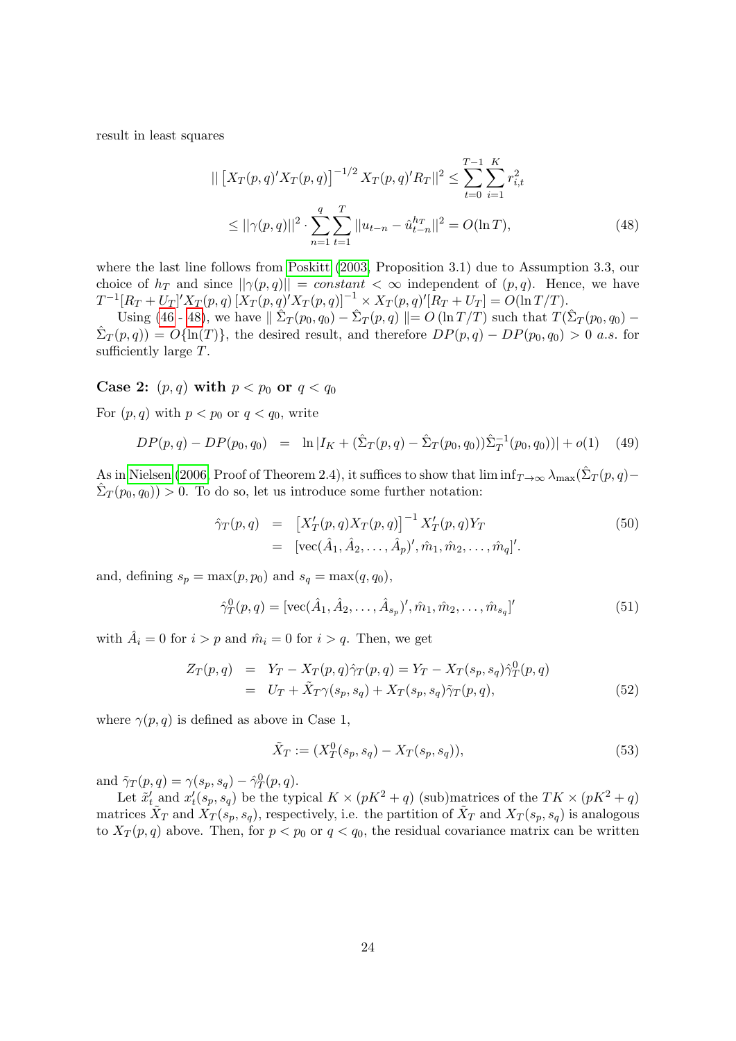result in least squares

$$
\begin{aligned}
|| \left[X_T(p,q)'X_T(p,q)\right]^{-1/2} X_T(p,q)'R_T||^2 &\leq \sum_{t=0}^{T-1}\sum_{i=1}^{K} r_{i,t}^2 \\
&\leq ||\gamma(p,q)||^2 \cdot \sum_{n=1}^{q}\sum_{t=1}^{T} ||u_{t-n} - \hat{u}_{t-n}^{h_T}||^2 = O(\ln T), \qquad (48)
\end{aligned}
$$

where the last line follows from Poskitt (2003, Proposition 3.1) due to Assumption 3.3, our choice of $h_T$ and since $||\gamma(p,q)|| = \mathit{constant} < \infty$ independent of $(p,q)$. Hence, we have $T^{-1}[R_T + U_T]'X_T(p,q)\left[X_T(p,q)'X_T(p,q)\right]^{-1} \times X_T(p,q)'[R_T + U_T] = O(\ln T/T)$.

Using (46 - 48), we have $\| \hat{\Sigma}_T(p_0,q_0) - \hat{\Sigma}_T(p,q) \| = O(\ln T/T)$ such that $T(\hat{\Sigma}_T(p_0,q_0) - \hat{\Sigma}_T(p,q)) = O\{\ln(T)\}$, the desired result, and therefore $DP(p,q) - DP(p_0,q_0) > 0$ *a.s.* for sufficiently large $T$.

### Case 2: $(p,q)$ with $p < p_0$ or $q < q_0$

For $(p,q)$ with $p < p_0$ or $q < q_0$, write

$$
DP(p,q) - DP(p_0,q_0) \;\; = \;\; \ln|I_K + (\hat{\Sigma}_T(p,q) - \hat{\Sigma}_T(p_0,q_0))\hat{\Sigma}_T^{-1}(p_0,q_0))| + o(1) \qquad (49)
$$

As in Nielsen (2006, Proof of Theorem 2.4), it suffices to show that $\liminf_{T\to\infty} \lambda_{\max}(\hat{\Sigma}_T(p,q) - \hat{\Sigma}_T(p_0,q_0)) > 0$. To do so, let us introduce some further notation:

$$
\begin{aligned}
\hat{\gamma}_T(p,q) &= \left[X_T'(p,q)X_T(p,q)\right]^{-1} X_T'(p,q)Y_T \qquad (50)\\
&= [\mathrm{vec}(\hat{A}_1, \hat{A}_2, \ldots, \hat{A}_p)', \hat{m}_1, \hat{m}_2, \ldots, \hat{m}_q]'.
\end{aligned}
$$

and, defining $s_p = \max(p, p_0)$ and $s_q = \max(q, q_0)$,

$$
\hat{\gamma}_T^0(p,q) = [\mathrm{vec}(\hat{A}_1, \hat{A}_2, \ldots, \hat{A}_{s_p})', \hat{m}_1, \hat{m}_2, \ldots, \hat{m}_{s_q}]' \qquad (51)
$$

with $\hat{A}_i = 0$ for $i > p$ and $\hat{m}_i = 0$ for $i > q$. Then, we get

$$
\begin{aligned}
Z_T(p,q) &= Y_T - X_T(p,q)\hat{\gamma}_T(p,q) = Y_T - X_T(s_p,s_q)\hat{\gamma}_T^0(p,q) \\
&= U_T + \tilde{X}_T\gamma(s_p,s_q) + X_T(s_p,s_q)\tilde{\gamma}_T(p,q), \qquad (52)
\end{aligned}
$$

where $\gamma(p,q)$ is defined as above in Case 1,

$$
\tilde{X}_T := (X_T^0(s_p,s_q) - X_T(s_p,s_q)), \qquad (53)
$$

and $\tilde{\gamma}_T(p,q) = \gamma(s_p,s_q) - \hat{\gamma}_T^0(p,q)$.

Let $\tilde{x}_t'$ and $x_t'(s_p,s_q)$ be the typical $K \times (pK^2+q)$ (sub)matrices of the $TK \times (pK^2+q)$ matrices $\tilde{X}_T$ and $X_T(s_p,s_q)$, respectively, i.e. the partition of $\tilde{X}_T$ and $X_T(s_p,s_q)$ is analogous to $X_T(p,q)$ above. Then, for $p < p_0$ or $q < q_0$, the residual covariance matrix can be written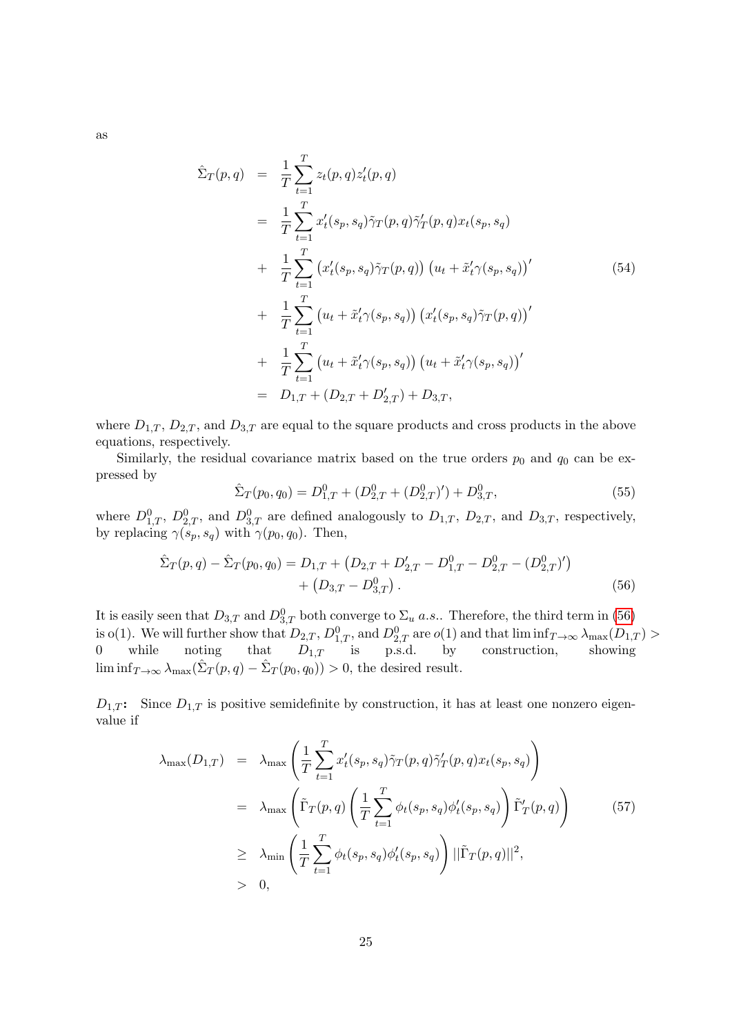as

$$
\begin{aligned}
\hat{\Sigma}_T(p,q) &= \frac{1}{T}\sum_{t=1}^{T} z_t(p,q)z_t'(p,q) \\
&= \frac{1}{T}\sum_{t=1}^{T} x_t'(s_p,s_q)\tilde{\gamma}_T(p,q)\tilde{\gamma}_T'(p,q)x_t(s_p,s_q) \\
&+ \frac{1}{T}\sum_{t=1}^{T} \left(x_t'(s_p,s_q)\tilde{\gamma}_T(p,q)\right)\left(u_t + \tilde{x}_t'\gamma(s_p,s_q)\right)' \\
&+ \frac{1}{T}\sum_{t=1}^{T} \left(u_t + \tilde{x}_t'\gamma(s_p,s_q)\right)\left(x_t'(s_p,s_q)\tilde{\gamma}_T(p,q)\right)' \\
&+ \frac{1}{T}\sum_{t=1}^{T} \left(u_t + \tilde{x}_t'\gamma(s_p,s_q)\right)\left(u_t + \tilde{x}_t'\gamma(s_p,s_q)\right)' \\
&= D_{1,T} + (D_{2,T} + D_{2,T}') + D_{3,T},
\end{aligned}
\tag{54}
$$

where $D_{1,T}$, $D_{2,T}$, and $D_{3,T}$ are equal to the square products and cross products in the above equations, respectively.

Similarly, the residual covariance matrix based on the true orders $p_0$ and $q_0$ can be expressed by

$$
\hat{\Sigma}_T(p_0,q_0) = D_{1,T}^0 + (D_{2,T}^0 + (D_{2,T}^0)') + D_{3,T}^0, \tag{55}
$$

where $D_{1,T}^0$, $D_{2,T}^0$, and $D_{3,T}^0$ are defined analogously to $D_{1,T}$, $D_{2,T}$, and $D_{3,T}$, respectively, by replacing $\gamma(s_p,s_q)$ with $\gamma(p_0,q_0)$. Then,

$$
\begin{aligned}
\hat{\Sigma}_T(p,q) - \hat{\Sigma}_T(p_0,q_0) = D_{1,T} &+ \left(D_{2,T} + D_{2,T}' - D_{1,T}^0 - D_{2,T}^0 - (D_{2,T}^0)'\right) \\
&+ \left(D_{3,T} - D_{3,T}^0\right).
\end{aligned}
\tag{56}
$$

It is easily seen that $D_{3,T}$ and $D_{3,T}^0$ both converge to $\Sigma_u$ *a.s.*. Therefore, the third term in (56) is o(1). We will further show that $D_{2,T}$, $D_{1,T}^0$, and $D_{2,T}^0$ are $o(1)$ and that $\liminf_{T\to\infty}\lambda_{\max}(D_{1,T}) > 0$ while noting that $D_{1,T}$ is p.s.d. by construction, showing $\liminf_{T\to\infty}\lambda_{\max}(\hat{\Sigma}_T(p,q) - \hat{\Sigma}_T(p_0,q_0)) > 0$, the desired result.

**$D_{1,T}$:** Since $D_{1,T}$ is positive semidefinite by construction, it has at least one nonzero eigenvalue if

$$
\begin{aligned}
\lambda_{\max}(D_{1,T}) &= \lambda_{\max}\left(\frac{1}{T}\sum_{t=1}^{T} x_t'(s_p,s_q)\tilde{\gamma}_T(p,q)\tilde{\gamma}_T'(p,q)x_t(s_p,s_q)\right) \\
&= \lambda_{\max}\left(\tilde{\Gamma}_T(p,q)\left(\frac{1}{T}\sum_{t=1}^{T}\phi_t(s_p,s_q)\phi_t'(s_p,s_q)\right)\tilde{\Gamma}_T'(p,q)\right) \\
&\geq \lambda_{\min}\left(\frac{1}{T}\sum_{t=1}^{T}\phi_t(s_p,s_q)\phi_t'(s_p,s_q)\right)||\tilde{\Gamma}_T(p,q)||^2, \\
&> 0,
\end{aligned}
\tag{57}
$$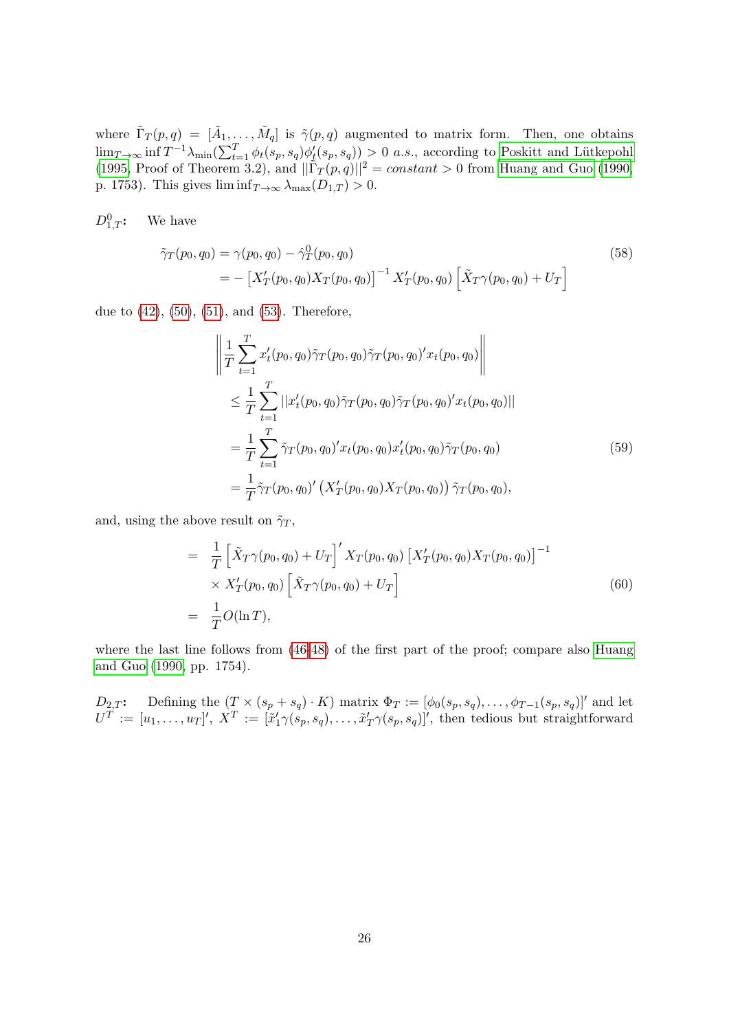where $\tilde{\Gamma}_T(p,q) = [\tilde{A}_1, \ldots, \tilde{M}_q]$ is $\tilde{\gamma}(p,q)$ augmented to matrix form. Then, one obtains $\lim_{T\to\infty} \inf T^{-1} \lambda_{\min}(\sum_{t=1}^{T} \phi_t(s_p, s_q)\phi_t'(s_p, s_q)) > 0$ *a.s.*, according to Poskitt and Lütkepohl (1995, Proof of Theorem 3.2), and $||\tilde{\Gamma}_T(p,q)||^2 = constant > 0$ from Huang and Guo (1990, p. 1753). This gives $\liminf_{T\to\infty} \lambda_{\max}(D_{1,T}) > 0$.

$D^0_{1,T}$**:** We have

$$
\begin{aligned}
\tilde{\gamma}_T(p_0, q_0) &= \gamma(p_0, q_0) - \hat{\gamma}^0_T(p_0, q_0) \\
&= -\left[X_T'(p_0, q_0) X_T(p_0, q_0)\right]^{-1} X_T'(p_0, q_0) \left[\tilde{X}_T \gamma(p_0, q_0) + U_T\right]
\end{aligned} \tag{58}
$$

due to (42), (50), (51), and (53). Therefore,

$$
\begin{aligned}
&\left\| \frac{1}{T} \sum_{t=1}^{T} x_t'(p_0, q_0) \tilde{\gamma}_T(p_0, q_0) \tilde{\gamma}_T(p_0, q_0)' x_t(p_0, q_0) \right\| \\
&\quad \leq \frac{1}{T} \sum_{t=1}^{T} ||x_t'(p_0, q_0) \tilde{\gamma}_T(p_0, q_0) \tilde{\gamma}_T(p_0, q_0)' x_t(p_0, q_0)|| \\
&\quad = \frac{1}{T} \sum_{t=1}^{T} \tilde{\gamma}_T(p_0, q_0)' x_t(p_0, q_0) x_t'(p_0, q_0) \tilde{\gamma}_T(p_0, q_0) \\
&\quad = \frac{1}{T} \tilde{\gamma}_T(p_0, q_0)' \left(X_T'(p_0, q_0) X_T(p_0, q_0)\right) \tilde{\gamma}_T(p_0, q_0),
\end{aligned} \tag{59}
$$

and, using the above result on $\tilde{\gamma}_T$,

$$
\begin{aligned}
&= \frac{1}{T} \left[\tilde{X}_T \gamma(p_0, q_0) + U_T\right]' X_T(p_0, q_0) \left[X_T'(p_0, q_0) X_T(p_0, q_0)\right]^{-1} \\
&\quad \times X_T'(p_0, q_0) \left[\tilde{X}_T \gamma(p_0, q_0) + U_T\right] \\
&= \frac{1}{T} O(\ln T),
\end{aligned} \tag{60}
$$

where the last line follows from (46-48) of the first part of the proof; compare also Huang and Guo (1990, pp. 1754).

$D_{2,T}$**:** Defining the $(T \times (s_p + s_q) \cdot K)$ matrix $\Phi_T := [\phi_0(s_p, s_q), \ldots, \phi_{T-1}(s_p, s_q)]'$ and let $U^T := [u_1, \ldots, u_T]'$, $X^T := [\tilde{x}_1' \gamma(s_p, s_q), \ldots, \tilde{x}_T' \gamma(s_p, s_q)]'$, then tedious but straightforward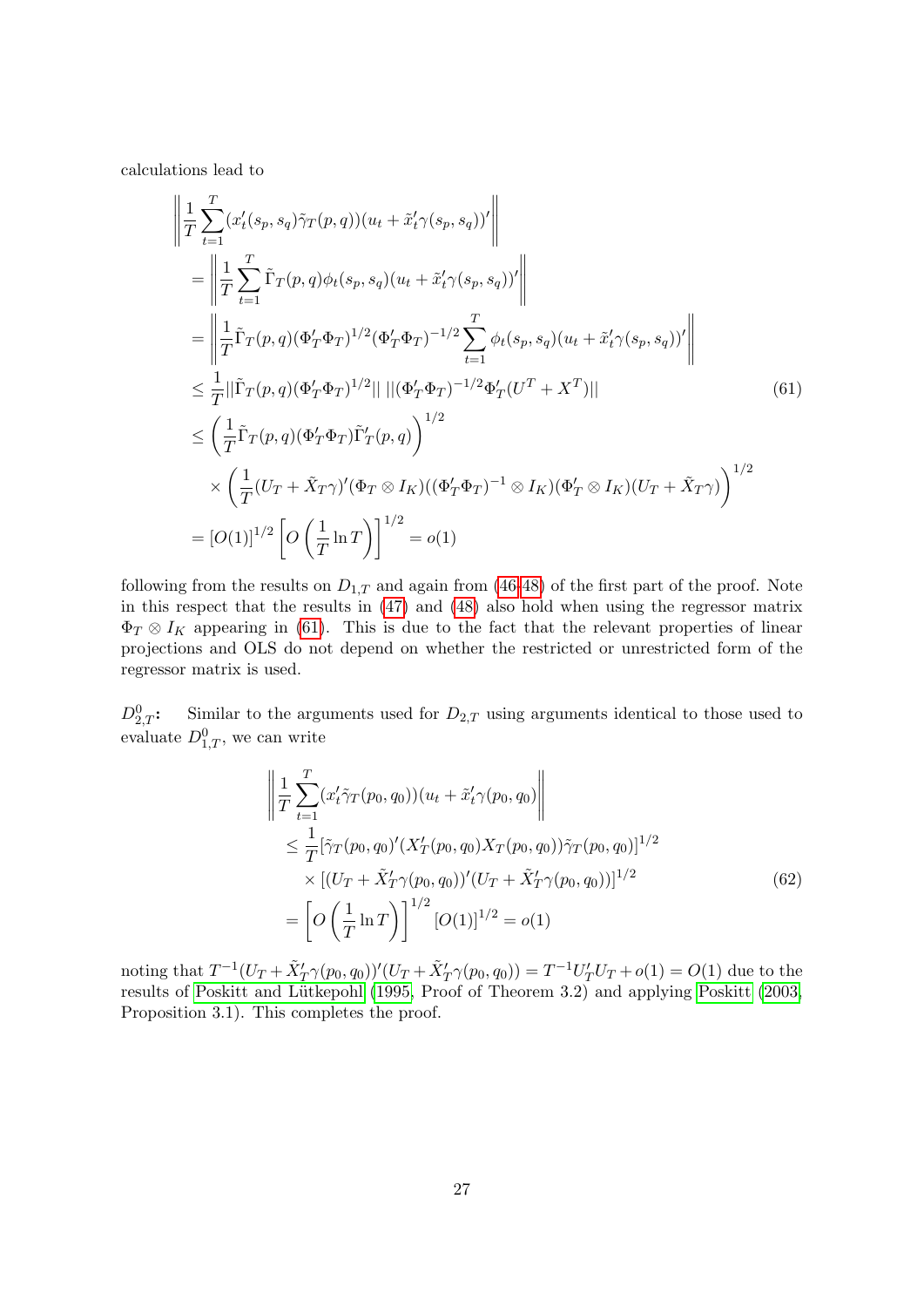calculations lead to

$$
\begin{aligned}
&\left\| \frac{1}{T} \sum_{t=1}^{T} (x_t'(s_p, s_q) \tilde{\gamma}_T(p,q))(u_t + \tilde{x}_t' \gamma(s_p, s_q))' \right\| \\
&= \left\| \frac{1}{T} \sum_{t=1}^{T} \tilde{\Gamma}_T(p,q) \phi_t(s_p, s_q)(u_t + \tilde{x}_t' \gamma(s_p, s_q))' \right\| \\
&= \left\| \frac{1}{T} \tilde{\Gamma}_T(p,q)(\Phi_T'\Phi_T)^{1/2}(\Phi_T'\Phi_T)^{-1/2} \sum_{t=1}^{T} \phi_t(s_p, s_q)(u_t + \tilde{x}_t' \gamma(s_p, s_q))' \right\| \\
&\leq \frac{1}{T} ||\tilde{\Gamma}_T(p,q)(\Phi_T'\Phi_T)^{1/2}|| \; ||(\Phi_T'\Phi_T)^{-1/2}\Phi_T'(U^T + X^T)|| \qquad (61) \\
&\leq \left( \frac{1}{T} \tilde{\Gamma}_T(p,q)(\Phi_T'\Phi_T)\tilde{\Gamma}_T'(p,q) \right)^{1/2} \\
&\quad \times \left( \frac{1}{T}(U_T + \tilde{X}_T\gamma)'(\Phi_T \otimes I_K)((\Phi_T'\Phi_T)^{-1} \otimes I_K)(\Phi_T' \otimes I_K)(U_T + \tilde{X}_T\gamma) \right)^{1/2} \\
&= [O(1)]^{1/2} \left[ O\left( \frac{1}{T} \ln T \right) \right]^{1/2} = o(1)
\end{aligned}
$$

following from the results on $D_{1,T}$ and again from (46-48) of the first part of the proof. Note in this respect that the results in (47) and (48) also hold when using the regressor matrix $\Phi_T \otimes I_K$ appearing in (61). This is due to the fact that the relevant properties of linear projections and OLS do not depend on whether the restricted or unrestricted form of the regressor matrix is used.

**$D^0_{2,T}$:** Similar to the arguments used for $D_{2,T}$ using arguments identical to those used to evaluate $D^0_{1,T}$, we can write

$$
\begin{aligned}
&\left\| \frac{1}{T} \sum_{t=1}^{T} (x_t' \tilde{\gamma}_T(p_0, q_0))(u_t + \tilde{x}_t' \gamma(p_0, q_0)) \right\| \\
&\leq \frac{1}{T} [\tilde{\gamma}_T(p_0,q_0)'(X_T'(p_0,q_0)X_T(p_0,q_0))\tilde{\gamma}_T(p_0,q_0)]^{1/2} \\
&\quad \times [(U_T + \tilde{X}_T'\gamma(p_0,q_0))'(U_T + \tilde{X}_T'\gamma(p_0,q_0))]^{1/2} \qquad (62) \\
&= \left[ O\left( \frac{1}{T} \ln T \right) \right]^{1/2} [O(1)]^{1/2} = o(1)
\end{aligned}
$$

noting that $T^{-1}(U_T + \tilde{X}_T'\gamma(p_0,q_0))'(U_T + \tilde{X}_T'\gamma(p_0,q_0)) = T^{-1}U_T'U_T + o(1) = O(1)$ due to the results of Poskitt and Lütkepohl (1995, Proof of Theorem 3.2) and applying Poskitt (2003, Proposition 3.1). This completes the proof.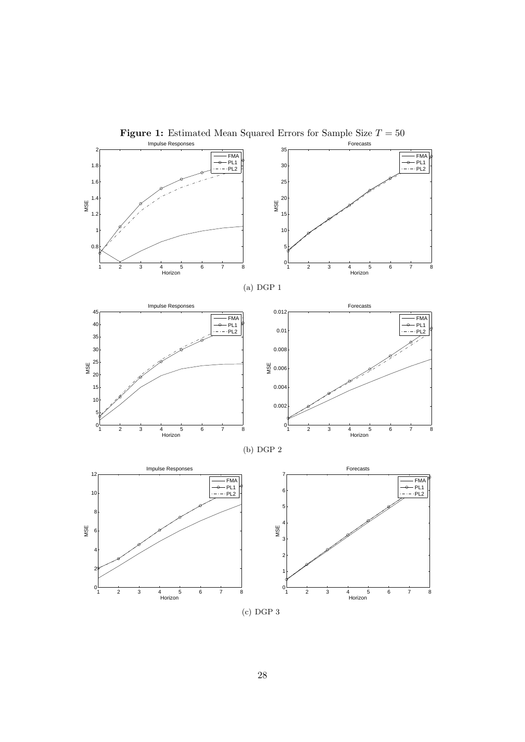**Figure 1:** Estimated Mean Squared Errors for Sample Size $T = 50$

(a) DGP 1

(b) DGP 2

(c) DGP 3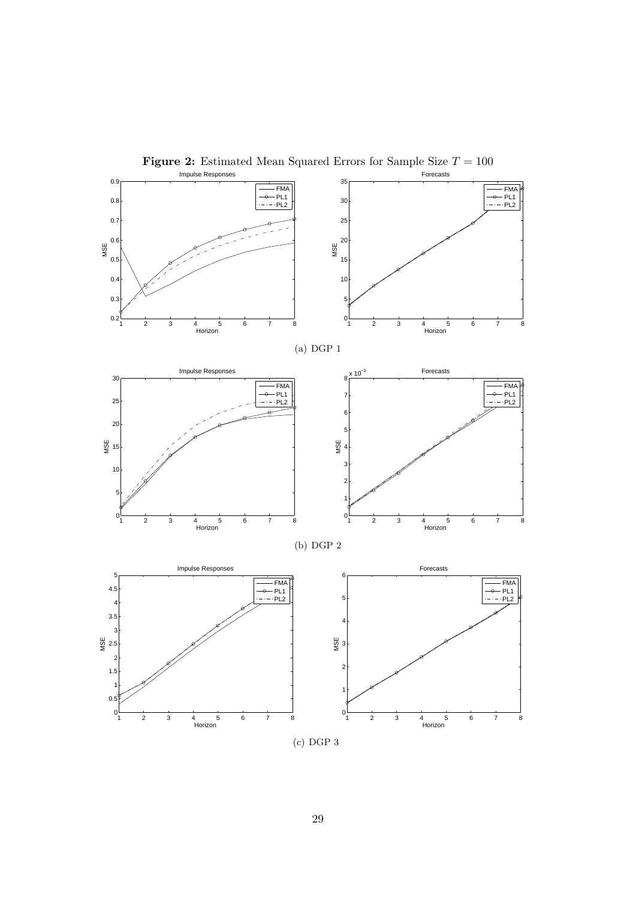**Figure 2:** Estimated Mean Squared Errors for Sample Size $T = 100$

(a) DGP 1

(b) DGP 2

(c) DGP 3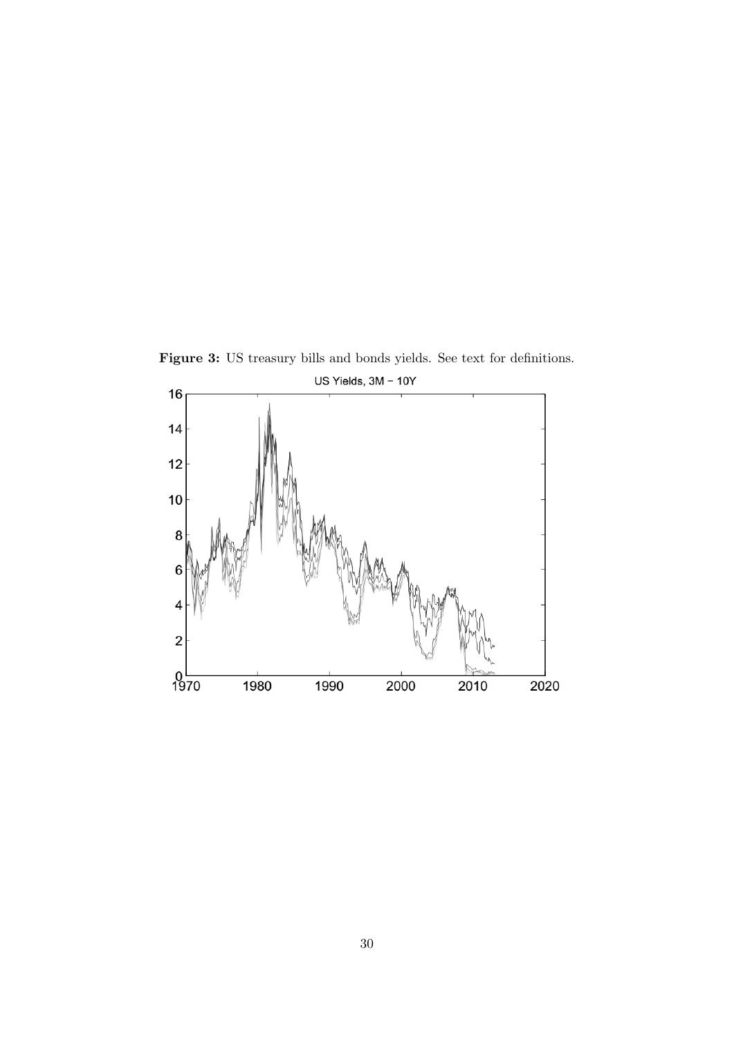**Figure 3:** US treasury bills and bonds yields. See text for definitions.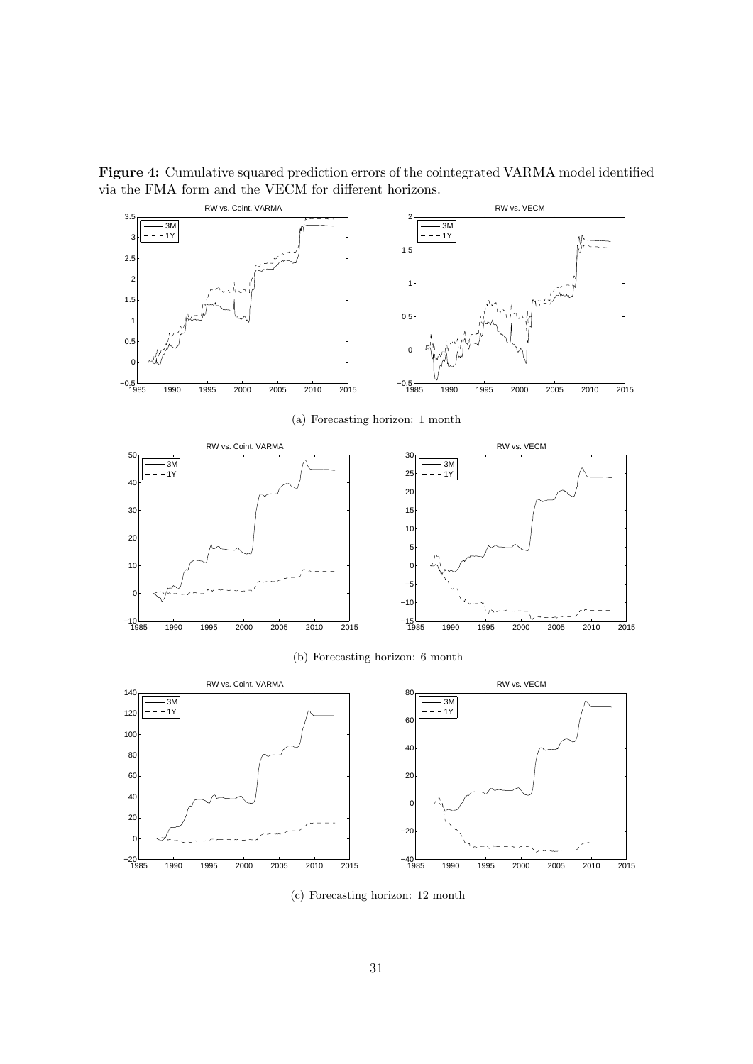**Figure 4:** Cumulative squared prediction errors of the cointegrated VARMA model identified via the FMA form and the VECM for different horizons.

(a) Forecasting horizon: 1 month

(b) Forecasting horizon: 6 month

(c) Forecasting horizon: 12 month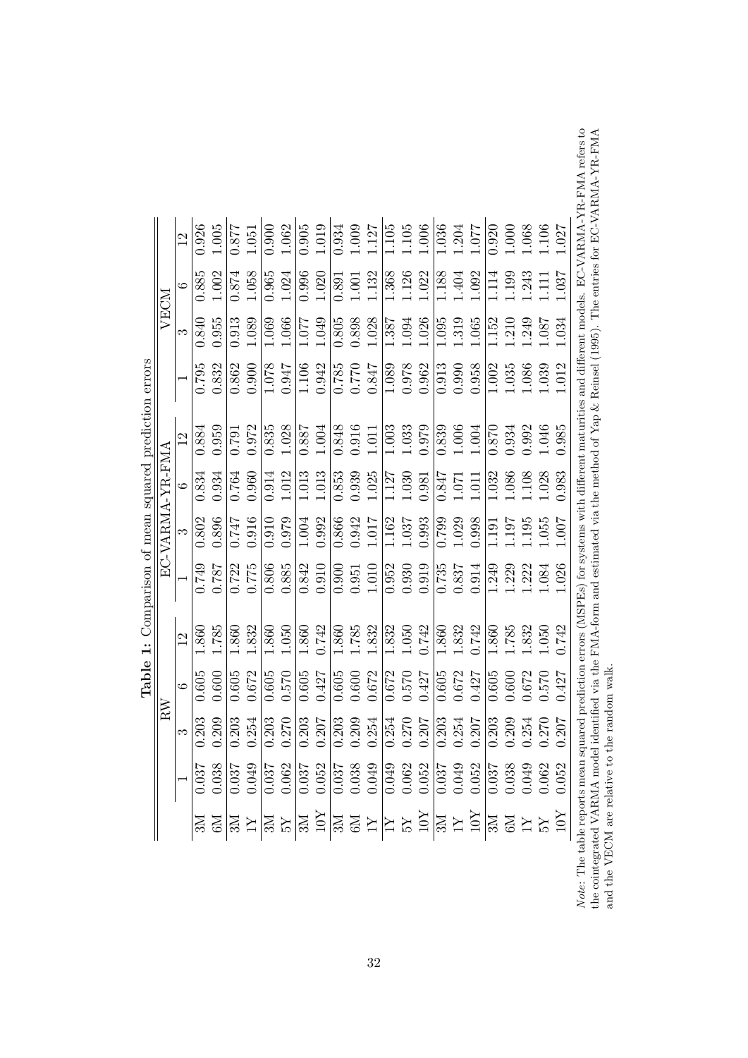**Table 1:** Comparison of mean squared prediction errors

| | RW | | | | EC-VARMA-YR-FMA | | | | VECM | | | |
|---|---|---|---|---|---|---|---|---|---|---|---|---|
| | 1 | 3 | 6 | 12 | 1 | 3 | 6 | 12 | 1 | 3 | 6 | 12 |
| 3M | 0.037 | 0.203 | 0.605 | 1.860 | 0.749 | 0.802 | 0.834 | 0.884 | 0.795 | 0.840 | 0.885 | 0.926 |
| 6M | 0.038 | 0.209 | 0.600 | 1.785 | 0.787 | 0.896 | 0.934 | 0.959 | 0.832 | 0.955 | 1.002 | 1.005 |
| 3M | 0.037 | 0.203 | 0.605 | 1.860 | 0.722 | 0.747 | 0.764 | 0.791 | 0.862 | 0.913 | 0.874 | 0.877 |
| 1Y | 0.049 | 0.254 | 0.672 | 1.832 | 0.775 | 0.916 | 0.960 | 0.972 | 0.900 | 1.089 | 1.058 | 1.051 |
| 3M | 0.037 | 0.203 | 0.605 | 1.860 | 0.806 | 0.910 | 0.914 | 0.835 | 1.078 | 1.069 | 0.965 | 0.900 |
| 5Y | 0.062 | 0.270 | 0.570 | 1.050 | 0.885 | 0.979 | 1.012 | 1.028 | 0.947 | 1.066 | 1.024 | 1.062 |
| 3M | 0.037 | 0.203 | 0.605 | 1.860 | 0.842 | 1.004 | 1.013 | 0.887 | 1.106 | 1.077 | 0.996 | 0.905 |
| 10Y | 0.052 | 0.207 | 0.427 | 0.742 | 0.910 | 0.992 | 1.013 | 1.004 | 0.942 | 1.049 | 1.020 | 1.019 |
| 3M | 0.037 | 0.203 | 0.605 | 1.860 | 0.900 | 0.866 | 0.853 | 0.848 | 0.785 | 0.805 | 0.891 | 0.934 |
| 6M | 0.038 | 0.209 | 0.600 | 1.785 | 0.951 | 0.942 | 0.939 | 0.916 | 0.770 | 0.898 | 1.001 | 1.009 |
| 1Y | 0.049 | 0.254 | 0.672 | 1.832 | 1.010 | 1.017 | 1.025 | 1.011 | 0.847 | 1.028 | 1.132 | 1.127 |
| 1Y | 0.049 | 0.254 | 0.672 | 1.832 | 0.952 | 1.162 | 1.127 | 1.003 | 1.089 | 1.387 | 1.368 | 1.105 |
| 5Y | 0.062 | 0.270 | 0.570 | 1.050 | 0.930 | 1.037 | 1.030 | 1.033 | 0.978 | 1.094 | 1.126 | 1.105 |
| 10Y | 0.052 | 0.207 | 0.427 | 0.742 | 0.919 | 0.993 | 0.981 | 0.979 | 0.962 | 1.026 | 1.022 | 1.006 |
| 3M | 0.037 | 0.203 | 0.605 | 1.860 | 0.735 | 0.799 | 0.847 | 0.839 | 0.913 | 1.095 | 1.188 | 1.036 |
| 1Y | 0.049 | 0.254 | 0.672 | 1.832 | 0.837 | 1.029 | 1.071 | 1.006 | 0.990 | 1.319 | 1.404 | 1.204 |
| 10Y | 0.052 | 0.207 | 0.427 | 0.742 | 0.914 | 0.998 | 1.011 | 1.004 | 0.958 | 1.065 | 1.092 | 1.077 |
| 3M | 0.037 | 0.203 | 0.605 | 1.860 | 1.249 | 1.191 | 1.032 | 0.870 | 1.002 | 1.152 | 1.114 | 0.920 |
| 6M | 0.038 | 0.209 | 0.600 | 1.785 | 1.229 | 1.197 | 1.086 | 0.934 | 1.035 | 1.210 | 1.199 | 1.000 |
| 1Y | 0.049 | 0.254 | 0.672 | 1.832 | 1.222 | 1.195 | 1.108 | 0.992 | 1.086 | 1.249 | 1.243 | 1.068 |
| 5Y | 0.062 | 0.270 | 0.570 | 1.050 | 1.084 | 1.055 | 1.028 | 1.046 | 1.039 | 1.087 | 1.111 | 1.106 |
| 10Y | 0.052 | 0.207 | 0.427 | 0.742 | 1.026 | 1.007 | 0.983 | 0.985 | 1.012 | 1.034 | 1.037 | 1.027 |

*Note:* The table reports mean squared prediction errors (MSPEs) for systems with different maturities and different models. EC-VARMA-YR-FMA refers to the cointegrated VARMA model identified via the FMA-form and estimated via the method of Yap & Reinsel (1995). The entries for EC-VARMA-YR-FMA and the VECM are relative to the random walk.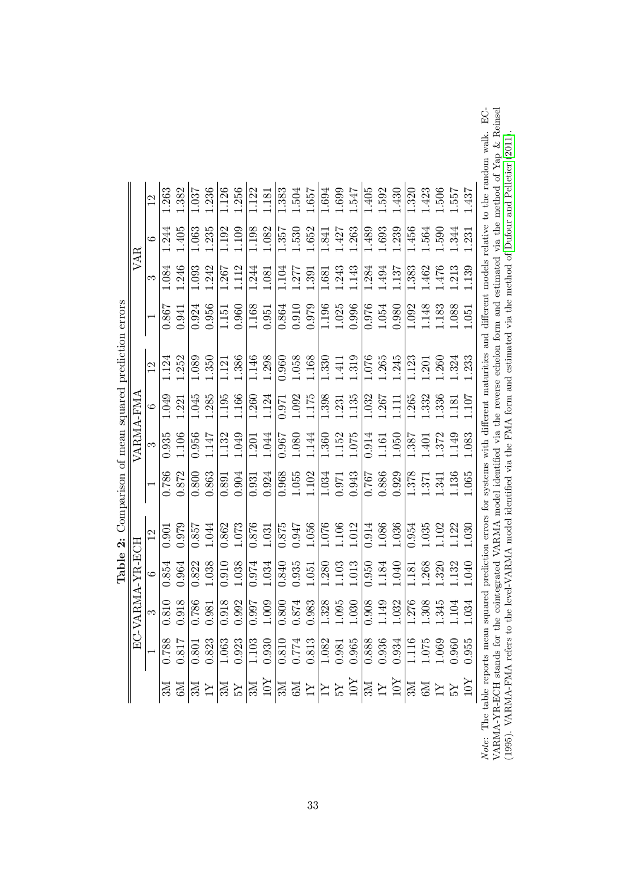**Table 2:** Comparison of mean squared prediction errors

| | EC-VARMA-YR-ECH | | | | VARMA-FMA | | | | VAR | | | |
|---|---|---|---|---|---|---|---|---|---|---|---|---|
| | 1 | 3 | 6 | 12 | 1 | 3 | 6 | 12 | 1 | 3 | 6 | 12 |
| 3M | 0.788 | 0.810 | 0.854 | 0.901 | 0.786 | 0.935 | 1.049 | 1.124 | 0.867 | 1.084 | 1.244 | 1.263 |
| 6M | 0.817 | 0.918 | 0.964 | 0.979 | 0.872 | 1.106 | 1.221 | 1.252 | 0.941 | 1.246 | 1.405 | 1.382 |
| 3M | 0.801 | 0.786 | 0.822 | 0.857 | 0.800 | 0.956 | 1.045 | 1.089 | 0.924 | 1.093 | 1.063 | 1.037 |
| 1Y | 0.823 | 0.981 | 1.038 | 1.044 | 0.863 | 1.147 | 1.285 | 1.350 | 0.956 | 1.242 | 1.235 | 1.236 |
| 3M | 1.063 | 0.918 | 0.910 | 0.862 | 0.891 | 1.132 | 1.195 | 1.121 | 1.151 | 1.267 | 1.192 | 1.126 |
| 5Y | 0.923 | 0.992 | 1.038 | 1.073 | 0.904 | 1.049 | 1.166 | 1.386 | 0.960 | 1.112 | 1.109 | 1.256 |
| 3M | 1.103 | 0.997 | 0.974 | 0.876 | 0.931 | 1.201 | 1.260 | 1.146 | 1.168 | 1.244 | 1.198 | 1.122 |
| 10Y | 0.930 | 1.009 | 1.034 | 1.031 | 0.924 | 1.044 | 1.124 | 1.298 | 0.951 | 1.081 | 1.082 | 1.181 |
| 3M | 0.810 | 0.800 | 0.840 | 0.875 | 0.968 | 0.967 | 0.971 | 0.960 | 0.864 | 1.104 | 1.357 | 1.383 |
| 6M | 0.774 | 0.874 | 0.935 | 0.947 | 1.055 | 1.080 | 1.092 | 1.058 | 0.910 | 1.277 | 1.530 | 1.504 |
| 1Y | 0.813 | 0.983 | 1.051 | 1.056 | 1.102 | 1.144 | 1.175 | 1.168 | 0.979 | 1.391 | 1.652 | 1.657 |
| 1Y | 1.082 | 1.328 | 1.280 | 1.076 | 1.034 | 1.360 | 1.398 | 1.330 | 1.196 | 1.681 | 1.841 | 1.694 |
| 5Y | 0.981 | 1.095 | 1.103 | 1.106 | 0.971 | 1.152 | 1.231 | 1.411 | 1.025 | 1.243 | 1.427 | 1.699 |
| 10Y | 0.965 | 1.030 | 1.013 | 1.012 | 0.943 | 1.075 | 1.135 | 1.319 | 0.996 | 1.143 | 1.263 | 1.547 |
| 3M | 0.888 | 0.908 | 0.950 | 0.914 | 0.767 | 0.914 | 1.032 | 1.076 | 0.976 | 1.284 | 1.489 | 1.405 |
| 1Y | 0.936 | 1.149 | 1.184 | 1.086 | 0.886 | 1.161 | 1.267 | 1.265 | 1.054 | 1.494 | 1.693 | 1.592 |
| 10Y | 0.934 | 1.032 | 1.040 | 1.036 | 0.929 | 1.050 | 1.111 | 1.245 | 0.980 | 1.137 | 1.239 | 1.430 |
| 3M | 1.116 | 1.276 | 1.181 | 0.954 | 1.378 | 1.387 | 1.265 | 1.123 | 1.092 | 1.383 | 1.456 | 1.320 |
| 6M | 1.075 | 1.308 | 1.268 | 1.035 | 1.371 | 1.401 | 1.332 | 1.201 | 1.148 | 1.462 | 1.564 | 1.423 |
| 1Y | 1.069 | 1.345 | 1.320 | 1.102 | 1.341 | 1.372 | 1.336 | 1.260 | 1.183 | 1.476 | 1.590 | 1.506 |
| 5Y | 0.960 | 1.104 | 1.132 | 1.122 | 1.136 | 1.149 | 1.181 | 1.324 | 1.088 | 1.213 | 1.344 | 1.557 |
| 10Y | 0.955 | 1.034 | 1.040 | 1.030 | 1.065 | 1.083 | 1.107 | 1.233 | 1.051 | 1.139 | 1.231 | 1.437 |

*Note:* The table reports mean squared prediction errors for systems with different maturities and different models relative to the random walk. EC-VARMA-YR-ECH stands for the cointegrated VARMA model identified via the reverse echelon form and estimated via the method of Yap & Reinsel (1995). VARMA-FMA refers to the level-VARMA model identified via the FMA form and estimated via the method of Dufour and Pelletier (2011).